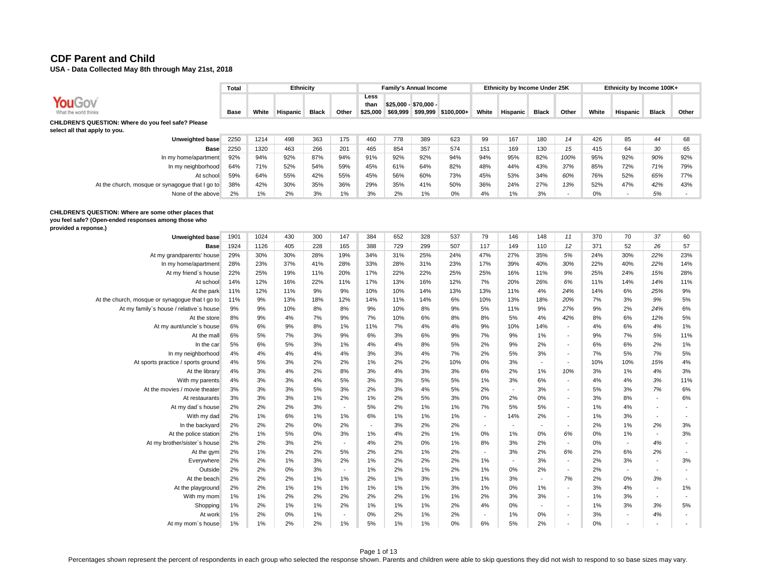# CDF Parent and Child

**USA - Data Collected May 8th through May 21st, 2018**

| | Total | Ethnicity | | | | Family's Annual Income | | | | Ethnicity by Income Under 25K | | | | Ethnicity by Income 100K+ | | | |
|---|---|---|---|---|---|---|---|---|---|---|---|---|---|---|---|---|---|
| | Base | White | Hispanic | Black | Other | Less than $25,000 | $25,000 - $69,999 | $70,000 - $99,999 | $100,000+ | White | Hispanic | Black | Other | White | Hispanic | Black | Other |
| **CHILDREN'S QUESTION: Where do you feel safe? Please select all that apply to you.** | | | | | | | | | | | | | | | | | |
| **Unweighted base** | 2250 | 1214 | 498 | 363 | 175 | 460 | 778 | 389 | 623 | 99 | 167 | 180 | 14 | 426 | 85 | 44 | 68 |
| **Base** | 2250 | 1320 | 463 | 266 | 201 | 465 | 854 | 357 | 574 | 151 | 169 | 130 | 15 | 415 | 64 | 30 | 65 |
| In my home/apartment | 92% | 94% | 92% | 87% | 94% | 91% | 92% | 92% | 94% | 94% | 95% | 82% | 100% | 95% | 92% | 90% | 92% |
| In my neighborhood | 64% | 71% | 52% | 54% | 59% | 45% | 61% | 64% | 82% | 48% | 44% | 43% | 37% | 85% | 72% | 71% | 79% |
| At school | 59% | 64% | 55% | 42% | 55% | 45% | 56% | 60% | 73% | 45% | 53% | 34% | 60% | 76% | 52% | 65% | 77% |
| At the church, mosque or synagogue that I go to | 38% | 42% | 30% | 35% | 36% | 29% | 35% | 41% | 50% | 36% | 24% | 27% | 13% | 52% | 47% | 42% | 43% |
| None of the above | 2% | 1% | 2% | 3% | 1% | 3% | 2% | 1% | 0% | 4% | 1% | 3% | - | 0% | - | 5% | - |
| **CHILDREN'S QUESTION: Where are some other places that you feel safe? (Open-ended responses among those who provided a reponse.)** | | | | | | | | | | | | | | | | | |
| **Unweighted base** | 1901 | 1024 | 430 | 300 | 147 | 384 | 652 | 328 | 537 | 79 | 146 | 148 | 11 | 370 | 70 | 37 | 60 |
| **Base** | 1924 | 1126 | 405 | 228 | 165 | 388 | 729 | 299 | 507 | 117 | 149 | 110 | 12 | 371 | 52 | 26 | 57 |
| At my grandparents' house | 29% | 30% | 30% | 28% | 19% | 34% | 31% | 25% | 24% | 47% | 27% | 35% | 5% | 24% | 30% | 22% | 23% |
| In my home/apartment | 28% | 23% | 37% | 41% | 28% | 33% | 28% | 31% | 23% | 17% | 39% | 40% | 30% | 22% | 40% | 22% | 14% |
| At my friend`s house | 22% | 25% | 19% | 11% | 20% | 17% | 22% | 22% | 25% | 25% | 16% | 11% | 9% | 25% | 24% | 15% | 28% |
| At school | 14% | 12% | 16% | 22% | 11% | 17% | 13% | 16% | 12% | 7% | 20% | 26% | 6% | 11% | 14% | 14% | 11% |
| At the park | 11% | 12% | 11% | 9% | 9% | 10% | 10% | 14% | 13% | 13% | 11% | 4% | 24% | 14% | 6% | 25% | 9% |
| At the church, mosque or synagogue that I go to | 11% | 9% | 13% | 18% | 12% | 14% | 11% | 14% | 6% | 10% | 13% | 18% | 20% | 7% | 3% | 9% | 5% |
| At my family`s house / relative`s house | 9% | 9% | 10% | 8% | 8% | 9% | 10% | 8% | 9% | 5% | 11% | 9% | 27% | 9% | 2% | 24% | 6% |
| At the store | 8% | 9% | 4% | 7% | 9% | 7% | 10% | 6% | 8% | 8% | 5% | 4% | 42% | 8% | 6% | 12% | 5% |
| At my aunt/uncle`s house | 6% | 6% | 9% | 8% | 1% | 11% | 7% | 4% | 4% | 9% | 10% | 14% | - | 4% | 6% | 4% | 1% |
| At the mall | 6% | 5% | 7% | 3% | 9% | 6% | 3% | 6% | 9% | 7% | 9% | 1% | - | 9% | 7% | 5% | 11% |
| In the car | 5% | 6% | 5% | 3% | 1% | 4% | 4% | 8% | 5% | 2% | 9% | 2% | - | 6% | 6% | 2% | 1% |
| In my neighborhood | 4% | 4% | 4% | 4% | 4% | 3% | 3% | 4% | 7% | 2% | 5% | 3% | - | 7% | 5% | 7% | 5% |
| At sports practice / sports ground | 4% | 5% | 3% | 2% | 2% | 1% | 2% | 2% | 10% | 0% | 3% | - | - | 10% | 10% | 15% | 4% |
| At the library | 4% | 3% | 4% | 2% | 8% | 3% | 4% | 3% | 3% | 6% | 2% | 1% | 10% | 3% | 1% | 4% | 3% |
| With my parents | 4% | 3% | 3% | 4% | 5% | 3% | 3% | 5% | 5% | 1% | 3% | 6% | - | 4% | 4% | 3% | 11% |
| At the movies / movie theater | 3% | 3% | 3% | 5% | 3% | 2% | 3% | 4% | 5% | 2% | - | 3% | - | 5% | 3% | 7% | 6% |
| At restaurants | 3% | 3% | 3% | 1% | 2% | 1% | 2% | 5% | 3% | 0% | 2% | 0% | - | 3% | 8% | - | 6% |
| At my dad`s house | 2% | 2% | 2% | 3% | - | 5% | 2% | 1% | 1% | 7% | 5% | 5% | - | 1% | 4% | - | - |
| With my dad | 2% | 1% | 6% | 1% | 1% | 6% | 1% | 1% | 1% | - | 14% | 2% | - | 1% | 3% | - | - |
| In the backyard | 2% | 2% | 2% | 0% | 2% | - | 3% | 2% | 2% | - | - | - | - | 2% | 1% | 2% | 3% |
| At the police station | 2% | 1% | 5% | 0% | 3% | 1% | 4% | 2% | 1% | 0% | 1% | 0% | 6% | 0% | 1% | - | 3% |
| At my brother/sister`s house | 2% | 2% | 3% | 2% | - | 4% | 2% | 0% | 1% | 8% | 3% | 2% | - | 0% | - | 4% | - |
| At the gym | 2% | 1% | 2% | 2% | 5% | 2% | 2% | 1% | 2% | - | 3% | 2% | 6% | 2% | 6% | 2% | - |
| Everywhere | 2% | 2% | 1% | 3% | 2% | 1% | 2% | 2% | 2% | 1% | - | 3% | - | 2% | 3% | - | 3% |
| Outside | 2% | 2% | 0% | 3% | - | 1% | 2% | 1% | 2% | 1% | 0% | 2% | - | 2% | - | - | - |
| At the beach | 2% | 2% | 2% | 1% | 1% | 2% | 1% | 3% | 1% | 1% | 3% | - | 7% | 2% | 0% | 3% | - |
| At the playground | 2% | 2% | 1% | 1% | 1% | 1% | 1% | 1% | 3% | 1% | 0% | 1% | - | 3% | 4% | - | 1% |
| With my mom | 1% | 1% | 2% | 2% | 2% | 2% | 2% | 1% | 1% | 2% | 3% | 3% | - | 1% | 3% | - | - |
| Shopping | 1% | 2% | 1% | 1% | 2% | 1% | 1% | 1% | 2% | 4% | 0% | - | - | 1% | 3% | 3% | 5% |
| At work | 1% | 2% | 0% | 1% | - | 0% | 2% | 1% | 2% | - | 1% | 0% | - | 3% | - | 4% | - |
| At my mom`s house | 1% | 1% | 2% | 2% | 1% | 5% | 1% | 1% | 0% | 6% | 5% | 2% | - | 0% | - | - | - |

Percentages shown represent the percent of respondents in each group who selected the response shown. Parents and children were able to skip questions they did not wish to respond to so base sizes may vary.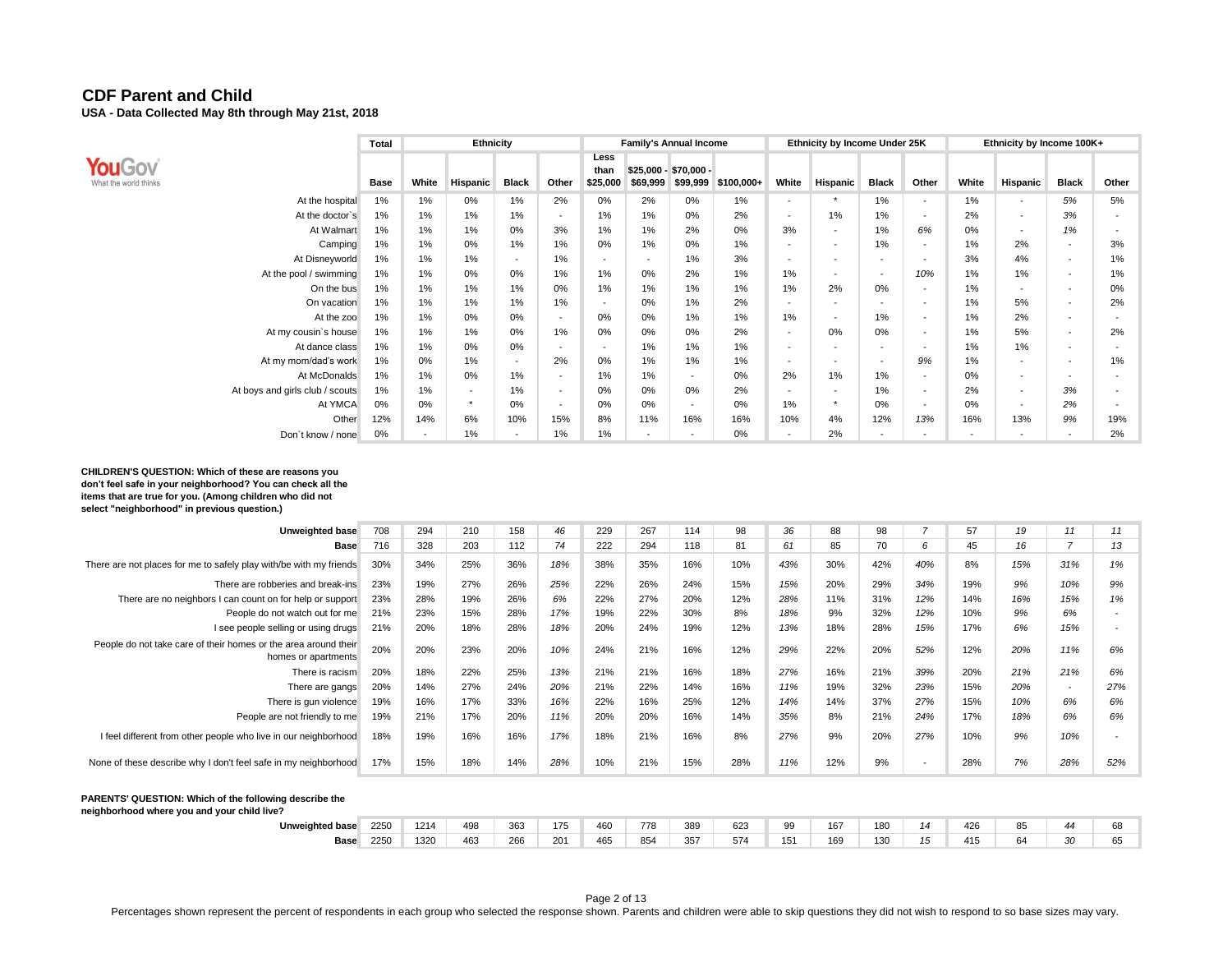# CDF Parent and Child

**USA - Data Collected May 8th through May 21st, 2018**

| | Total | Ethnicity | | | | Family's Annual Income | | | | Ethnicity by Income Under 25K | | | | Ethnicity by Income 100K+ | | | |
|---|---|---|---|---|---|---|---|---|---|---|---|---|---|---|---|---|---|
| | Base | White | Hispanic | Black | Other | Less than $25,000 | $25,000 - $69,999 | $70,000 - $99,999 | $100,000+ | White | Hispanic | Black | Other | White | Hispanic | Black | Other |
| At the hospital | 1% | 1% | 0% | 1% | 2% | 0% | 2% | 0% | 1% | - | * | 1% | - | 1% | - | 5% | 5% |
| At the doctor`s | 1% | 1% | 1% | 1% | - | 1% | 1% | 0% | 2% | - | 1% | 1% | - | 2% | - | 3% | - |
| At Walmart | 1% | 1% | 1% | 0% | 3% | 1% | 1% | 2% | 0% | 3% | - | 1% | 6% | 0% | - | 1% | - |
| Camping | 1% | 1% | 0% | 1% | 1% | 0% | 1% | 0% | 1% | - | - | 1% | - | 1% | 2% | - | 3% |
| At Disneyworld | 1% | 1% | 1% | - | 1% | - | - | 1% | 3% | - | - | - | - | 3% | 4% | - | 1% |
| At the pool / swimming | 1% | 1% | 0% | 0% | 1% | 1% | 0% | 2% | 1% | 1% | - | - | 10% | 1% | 1% | - | 1% |
| On the bus | 1% | 1% | 1% | 1% | 0% | 1% | 1% | 1% | 1% | 1% | 2% | 0% | - | 1% | - | - | 0% |
| On vacation | 1% | 1% | 1% | 1% | 1% | - | 0% | 1% | 2% | - | - | - | - | 1% | 5% | - | 2% |
| At the zoo | 1% | 1% | 0% | 0% | - | 0% | 0% | 1% | 1% | 1% | - | 1% | - | 1% | 2% | - | - |
| At my cousin`s house | 1% | 1% | 1% | 0% | 1% | 0% | 0% | 0% | 2% | - | 0% | 0% | - | 1% | 5% | - | 2% |
| At dance class | 1% | 1% | 0% | 0% | - | - | 1% | 1% | 1% | - | - | - | - | 1% | 1% | - | - |
| At my mom/dad's work | 1% | 0% | 1% | - | 2% | 0% | 1% | 1% | 1% | - | - | - | 9% | 1% | - | - | 1% |
| At McDonalds | 1% | 1% | 0% | 1% | - | 1% | 1% | - | 0% | 2% | 1% | 1% | - | 0% | - | - | - |
| At boys and girls club / scouts | 1% | 1% | - | 1% | - | 0% | 0% | 0% | 2% | - | - | 1% | - | 2% | - | 3% | - |
| At YMCA | 0% | 0% | * | 0% | - | 0% | 0% | - | 0% | 1% | * | 0% | - | 0% | - | 2% | - |
| Other | 12% | 14% | 6% | 10% | 15% | 8% | 11% | 16% | 16% | 10% | 4% | 12% | 13% | 16% | 13% | 9% | 19% |
| Don`t know / none | 0% | - | 1% | - | 1% | 1% | - | - | 0% | - | 2% | - | - | - | - | - | 2% |

**CHILDREN'S QUESTION: Which of these are reasons you don't feel safe in your neighborhood? You can check all the items that are true for you. (Among children who did not select "neighborhood" in previous question.)**

| | Total | White | Hispanic | Black | Other | Less than $25,000 | $25,000 - $69,999 | $70,000 - $99,999 | $100,000+ | White | Hispanic | Black | Other | White | Hispanic | Black | Other |
|---|---|---|---|---|---|---|---|---|---|---|---|---|---|---|---|---|---|
| Unweighted base | 708 | 294 | 210 | 158 | 46 | 229 | 267 | 114 | 98 | 36 | 88 | 98 | 7 | 57 | 19 | 11 | 11 |
| Base | 716 | 328 | 203 | 112 | 74 | 222 | 294 | 118 | 81 | 61 | 85 | 70 | 6 | 45 | 16 | 7 | 13 |
| There are not places for me to safely play with/be with my friends | 30% | 34% | 25% | 36% | 18% | 38% | 35% | 16% | 10% | 43% | 30% | 42% | 40% | 8% | 15% | 31% | 1% |
| There are robberies and break-ins | 23% | 19% | 27% | 26% | 25% | 22% | 26% | 24% | 15% | 15% | 20% | 29% | 34% | 19% | 9% | 10% | 9% |
| There are no neighbors I can count on for help or support | 23% | 28% | 19% | 26% | 6% | 22% | 27% | 20% | 12% | 28% | 11% | 31% | 12% | 14% | 16% | 15% | 1% |
| People do not watch out for me | 21% | 23% | 15% | 28% | 17% | 19% | 22% | 30% | 8% | 18% | 9% | 32% | 12% | 10% | 9% | 6% | - |
| I see people selling or using drugs | 21% | 20% | 18% | 28% | 18% | 20% | 24% | 19% | 12% | 13% | 18% | 28% | 15% | 17% | 6% | 15% | - |
| People do not take care of their homes or the area around their homes or apartments | 20% | 20% | 23% | 20% | 10% | 24% | 21% | 16% | 12% | 29% | 22% | 20% | 52% | 12% | 20% | 11% | 6% |
| There is racism | 20% | 18% | 22% | 25% | 13% | 21% | 21% | 16% | 18% | 27% | 16% | 21% | 39% | 20% | 21% | 21% | 6% |
| There are gangs | 20% | 14% | 27% | 24% | 20% | 21% | 22% | 14% | 16% | 11% | 19% | 32% | 23% | 15% | 20% | - | 27% |
| There is gun violence | 19% | 16% | 17% | 33% | 16% | 22% | 16% | 25% | 12% | 14% | 14% | 37% | 27% | 15% | 10% | 6% | 6% |
| People are not friendly to me | 19% | 21% | 17% | 20% | 11% | 20% | 20% | 16% | 14% | 35% | 8% | 21% | 24% | 17% | 18% | 6% | 6% |
| I feel different from other people who live in our neighborhood | 18% | 19% | 16% | 16% | 17% | 18% | 21% | 16% | 8% | 27% | 9% | 20% | 27% | 10% | 9% | 10% | - |
| None of these describe why I don't feel safe in my neighborhood | 17% | 15% | 18% | 14% | 28% | 10% | 21% | 15% | 28% | 11% | 12% | 9% | - | 28% | 7% | 28% | 52% |

**PARENTS' QUESTION: Which of the following describe the neighborhood where you and your child live?**

| | Total | White | Hispanic | Black | Other | Less than $25,000 | $25,000 - $69,999 | $70,000 - $99,999 | $100,000+ | White | Hispanic | Black | Other | White | Hispanic | Black | Other |
|---|---|---|---|---|---|---|---|---|---|---|---|---|---|---|---|---|---|
| Unweighted base | 2250 | 1214 | 498 | 363 | 175 | 460 | 778 | 389 | 623 | 99 | 167 | 180 | 14 | 426 | 85 | 44 | 68 |
| Base | 2250 | 1320 | 463 | 266 | 201 | 465 | 854 | 357 | 574 | 151 | 169 | 130 | 15 | 415 | 64 | 30 | 65 |

Percentages shown represent the percent of respondents in each group who selected the response shown. Parents and children were able to skip questions they did not wish to respond to so base sizes may vary.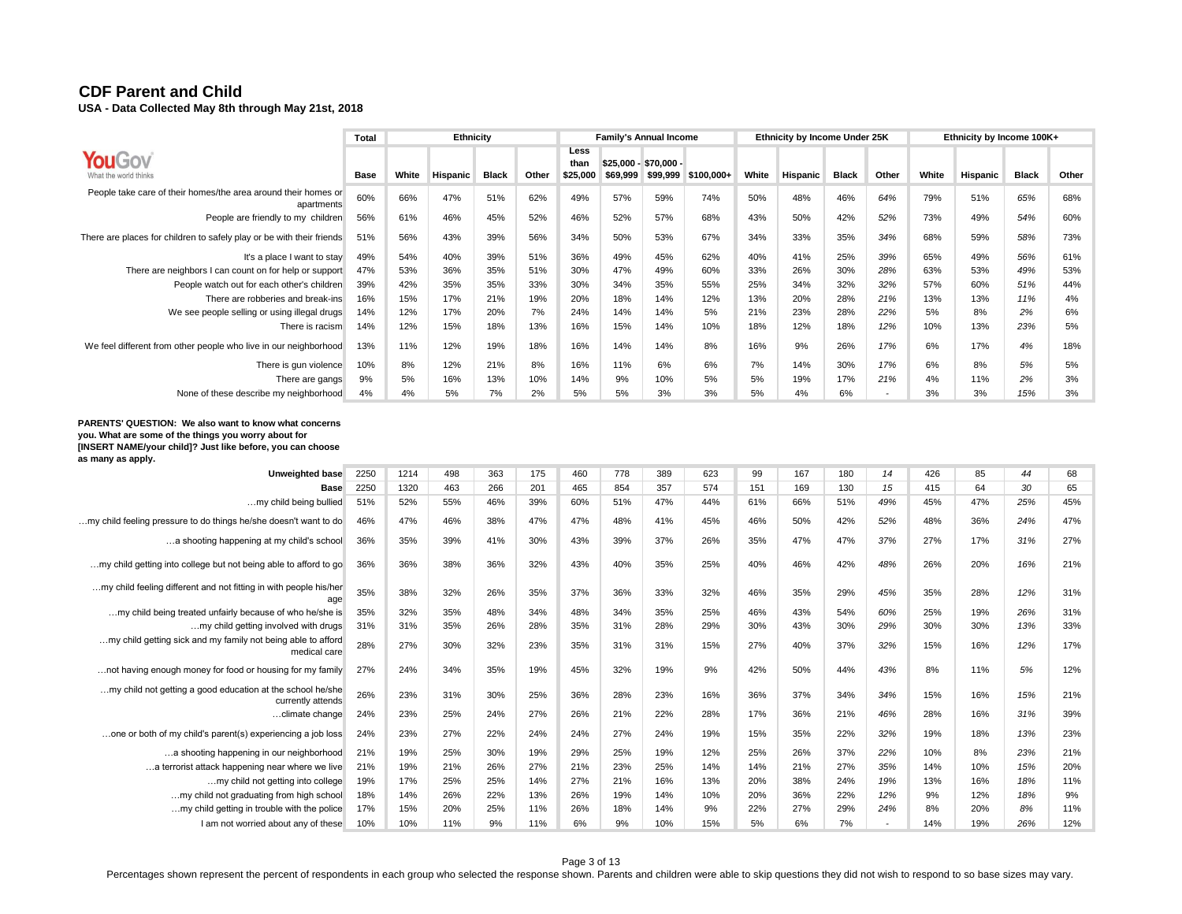# CDF Parent and Child

**USA - Data Collected May 8th through May 21st, 2018**

| | Total | Ethnicity | | | | Family's Annual Income | | | | Ethnicity by Income Under 25K | | | | Ethnicity by Income 100K+ | | | |
|---|---|---|---|---|---|---|---|---|---|---|---|---|---|---|---|---|---|
| YouGov What the world thinks | Base | White | Hispanic | Black | Other | Less than $25,000 | $25,000 - $69,999 | $70,000 - $99,999 | $100,000+ | White | Hispanic | Black | Other | White | Hispanic | Black | Other |
| People take care of their homes/the area around their homes or apartments | 60% | 66% | 47% | 51% | 62% | 49% | 57% | 59% | 74% | 50% | 48% | 46% | 64% | 79% | 51% | 65% | 68% |
| People are friendly to my children | 56% | 61% | 46% | 45% | 52% | 46% | 52% | 57% | 68% | 43% | 50% | 42% | 52% | 73% | 49% | 54% | 60% |
| There are places for children to safely play or be with their friends | 51% | 56% | 43% | 39% | 56% | 34% | 50% | 53% | 67% | 34% | 33% | 35% | 34% | 68% | 59% | 58% | 73% |
| It's a place I want to stay | 49% | 54% | 40% | 39% | 51% | 36% | 49% | 45% | 62% | 40% | 41% | 25% | 39% | 65% | 49% | 56% | 61% |
| There are neighbors I can count on for help or support | 47% | 53% | 36% | 35% | 51% | 30% | 47% | 49% | 60% | 33% | 26% | 30% | 28% | 63% | 53% | 49% | 53% |
| People watch out for each other's children | 39% | 42% | 35% | 35% | 33% | 30% | 34% | 35% | 55% | 25% | 34% | 32% | 32% | 57% | 60% | 51% | 44% |
| There are robberies and break-ins | 16% | 15% | 17% | 21% | 19% | 20% | 18% | 14% | 12% | 13% | 20% | 28% | 21% | 13% | 13% | 11% | 4% |
| We see people selling or using illegal drugs | 14% | 12% | 17% | 20% | 7% | 24% | 14% | 14% | 5% | 21% | 23% | 28% | 22% | 5% | 8% | 2% | 6% |
| There is racism | 14% | 12% | 15% | 18% | 13% | 16% | 15% | 14% | 10% | 18% | 12% | 18% | 12% | 10% | 13% | 23% | 5% |
| We feel different from other people who live in our neighborhood | 13% | 11% | 12% | 19% | 18% | 16% | 14% | 14% | 8% | 16% | 9% | 26% | 17% | 6% | 17% | 4% | 18% |
| There is gun violence | 10% | 8% | 12% | 21% | 8% | 16% | 11% | 6% | 6% | 7% | 14% | 30% | 17% | 6% | 8% | 5% | 5% |
| There are gangs | 9% | 5% | 16% | 13% | 10% | 14% | 9% | 10% | 5% | 5% | 19% | 17% | 21% | 4% | 11% | 2% | 3% |
| None of these describe my neighborhood | 4% | 4% | 5% | 7% | 2% | 5% | 5% | 3% | 3% | 5% | 4% | 6% | - | 3% | 3% | 15% | 3% |

**PARENTS' QUESTION: We also want to know what concerns you. What are some of the things you worry about for [INSERT NAME/your child]? Just like before, you can choose as many as apply.**

| | Total | White | Hispanic | Black | Other | Less than $25,000 | $25,000 - $69,999 | $70,000 - $99,999 | $100,000+ | White (<25K) | Hispanic (<25K) | Black (<25K) | Other (<25K) | White (100K+) | Hispanic (100K+) | Black (100K+) | Other (100K+) |
|---|---|---|---|---|---|---|---|---|---|---|---|---|---|---|---|---|---|
| **Unweighted base** | 2250 | 1214 | 498 | 363 | 175 | 460 | 778 | 389 | 623 | 99 | 167 | 180 | 14 | 426 | 85 | 44 | 68 |
| **Base** | 2250 | 1320 | 463 | 266 | 201 | 465 | 854 | 357 | 574 | 151 | 169 | 130 | 15 | 415 | 64 | 30 | 65 |
| …my child being bullied | 51% | 52% | 55% | 46% | 39% | 60% | 51% | 47% | 44% | 61% | 66% | 51% | 49% | 45% | 47% | 25% | 45% |
| …my child feeling pressure to do things he/she doesn't want to do | 46% | 47% | 46% | 38% | 47% | 47% | 48% | 41% | 45% | 46% | 50% | 42% | 52% | 48% | 36% | 24% | 47% |
| …a shooting happening at my child's school | 36% | 35% | 39% | 41% | 30% | 43% | 39% | 37% | 26% | 35% | 47% | 47% | 37% | 27% | 17% | 31% | 27% |
| …my child getting into college but not being able to afford to go | 36% | 36% | 38% | 36% | 32% | 43% | 40% | 35% | 25% | 40% | 46% | 42% | 48% | 26% | 20% | 16% | 21% |
| …my child feeling different and not fitting in with people his/her age | 35% | 38% | 32% | 26% | 35% | 37% | 36% | 33% | 32% | 46% | 35% | 29% | 45% | 35% | 28% | 12% | 31% |
| …my child being treated unfairly because of who he/she is | 35% | 32% | 35% | 48% | 34% | 48% | 34% | 35% | 25% | 46% | 43% | 54% | 60% | 25% | 19% | 26% | 31% |
| …my child getting involved with drugs | 31% | 31% | 35% | 26% | 28% | 35% | 31% | 28% | 29% | 30% | 43% | 30% | 29% | 30% | 30% | 13% | 33% |
| …my child getting sick and my family not being able to afford medical care | 28% | 27% | 30% | 32% | 23% | 35% | 31% | 31% | 15% | 27% | 40% | 37% | 32% | 15% | 16% | 12% | 17% |
| …not having enough money for food or housing for my family | 27% | 24% | 34% | 35% | 19% | 45% | 32% | 19% | 9% | 42% | 50% | 44% | 43% | 8% | 11% | 5% | 12% |
| …my child not getting a good education at the school he/she currently attends | 26% | 23% | 31% | 30% | 25% | 36% | 28% | 23% | 16% | 36% | 37% | 34% | 34% | 15% | 16% | 15% | 21% |
| …climate change | 24% | 23% | 25% | 24% | 27% | 26% | 21% | 22% | 28% | 17% | 36% | 21% | 46% | 28% | 16% | 31% | 39% |
| …one or both of my child's parent(s) experiencing a job loss | 24% | 23% | 27% | 22% | 24% | 24% | 27% | 24% | 19% | 15% | 35% | 22% | 32% | 19% | 18% | 13% | 23% |
| …a shooting happening in our neighborhood | 21% | 19% | 25% | 30% | 19% | 29% | 25% | 19% | 12% | 25% | 26% | 37% | 22% | 10% | 8% | 23% | 21% |
| …a terrorist attack happening near where we live | 21% | 19% | 21% | 26% | 27% | 21% | 23% | 25% | 14% | 14% | 21% | 27% | 35% | 14% | 10% | 15% | 20% |
| …my child not getting into college | 19% | 17% | 25% | 25% | 14% | 27% | 21% | 16% | 13% | 20% | 38% | 24% | 19% | 13% | 16% | 18% | 11% |
| …my child not graduating from high school | 18% | 14% | 26% | 22% | 13% | 26% | 19% | 14% | 10% | 20% | 36% | 22% | 12% | 9% | 12% | 18% | 9% |
| …my child getting in trouble with the police | 17% | 15% | 20% | 25% | 11% | 26% | 18% | 14% | 9% | 22% | 27% | 29% | 24% | 8% | 20% | 8% | 11% |
| I am not worried about any of these | 10% | 10% | 11% | 9% | 11% | 6% | 9% | 10% | 15% | 5% | 6% | 7% | - | 14% | 19% | 26% | 12% |

Percentages shown represent the percent of respondents in each group who selected the response shown. Parents and children were able to skip questions they did not wish to respond to so base sizes may vary.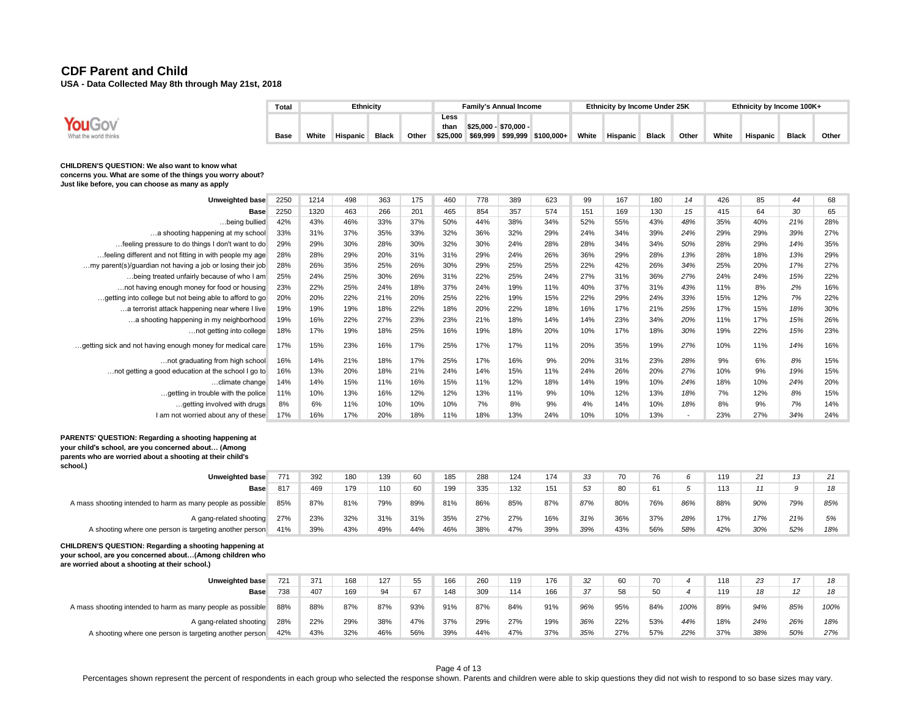# CDF Parent and Child

**USA - Data Collected May 8th through May 21st, 2018**

| | Total | Ethnicity | | | | Family's Annual Income | | | | Ethnicity by Income Under 25K | | | | Ethnicity by Income 100K+ | | | |
|---|---|---|---|---|---|---|---|---|---|---|---|---|---|---|---|---|---|
| | Base | White | Hispanic | Black | Other | Less than $25,000 | $25,000 - $69,999 | $70,000 - $99,999 | $100,000+ | White | Hispanic | Black | Other | White | Hispanic | Black | Other |
| **CHILDREN'S QUESTION: We also want to know what concerns you. What are some of the things you worry about? Just like before, you can choose as many as apply** | | | | | | | | | | | | | | | | | |
| Unweighted base | 2250 | 1214 | 498 | 363 | 175 | 460 | 778 | 389 | 623 | 99 | 167 | 180 | 14 | 426 | 85 | 44 | 68 |
| Base | 2250 | 1320 | 463 | 266 | 201 | 465 | 854 | 357 | 574 | 151 | 169 | 130 | 15 | 415 | 64 | 30 | 65 |
| …being bullied | 42% | 43% | 46% | 33% | 37% | 50% | 44% | 38% | 34% | 52% | 55% | 43% | 48% | 35% | 40% | 21% | 28% |
| …a shooting happening at my school | 33% | 31% | 37% | 35% | 33% | 32% | 36% | 32% | 29% | 24% | 34% | 39% | 24% | 29% | 29% | 39% | 27% |
| …feeling pressure to do things I don't want to do | 29% | 29% | 30% | 28% | 30% | 32% | 30% | 24% | 28% | 28% | 34% | 34% | 50% | 28% | 29% | 14% | 35% |
| …feeling different and not fitting in with people my age | 28% | 28% | 29% | 20% | 31% | 31% | 29% | 24% | 26% | 36% | 29% | 28% | 13% | 28% | 18% | 13% | 29% |
| …my parent(s)/guardian not having a job or losing their job | 28% | 26% | 35% | 25% | 26% | 30% | 29% | 25% | 25% | 22% | 42% | 26% | 34% | 25% | 20% | 17% | 27% |
| …being treated unfairly because of who I am | 25% | 24% | 25% | 30% | 26% | 31% | 22% | 25% | 24% | 27% | 31% | 36% | 27% | 24% | 24% | 15% | 22% |
| …not having enough money for food or housing | 23% | 22% | 25% | 24% | 18% | 37% | 24% | 19% | 11% | 40% | 37% | 31% | 43% | 11% | 8% | 2% | 16% |
| …getting into college but not being able to afford to go | 20% | 20% | 22% | 21% | 20% | 25% | 22% | 19% | 15% | 22% | 29% | 24% | 33% | 15% | 12% | 7% | 22% |
| …a terrorist attack happening near where I live | 19% | 19% | 19% | 18% | 22% | 18% | 20% | 22% | 18% | 16% | 17% | 21% | 25% | 17% | 15% | 18% | 30% |
| …a shooting happening in my neighborhood | 19% | 16% | 22% | 27% | 23% | 23% | 21% | 18% | 14% | 14% | 23% | 34% | 20% | 11% | 17% | 15% | 26% |
| …not getting into college | 18% | 17% | 19% | 18% | 25% | 16% | 19% | 18% | 20% | 10% | 17% | 18% | 30% | 19% | 22% | 15% | 23% |
| …getting sick and not having enough money for medical care | 17% | 15% | 23% | 16% | 17% | 25% | 17% | 17% | 11% | 20% | 35% | 19% | 27% | 10% | 11% | 14% | 16% |
| …not graduating from high school | 16% | 14% | 21% | 18% | 17% | 25% | 17% | 16% | 9% | 20% | 31% | 23% | 28% | 9% | 6% | 8% | 15% |
| …not getting a good education at the school I go to | 16% | 13% | 20% | 18% | 21% | 24% | 14% | 15% | 11% | 24% | 26% | 20% | 27% | 10% | 9% | 19% | 15% |
| …climate change | 14% | 14% | 15% | 11% | 16% | 15% | 11% | 12% | 18% | 14% | 19% | 10% | 24% | 18% | 10% | 24% | 20% |
| …getting in trouble with the police | 11% | 10% | 13% | 16% | 12% | 12% | 13% | 11% | 9% | 10% | 12% | 13% | 18% | 7% | 12% | 8% | 15% |
| …getting involved with drugs | 8% | 6% | 11% | 10% | 10% | 10% | 7% | 8% | 9% | 4% | 14% | 10% | 18% | 8% | 9% | 7% | 14% |
| I am not worried about any of these | 17% | 16% | 17% | 20% | 18% | 11% | 18% | 13% | 24% | 10% | 10% | 13% | - | 23% | 27% | 34% | 24% |
| **PARENTS' QUESTION: Regarding a shooting happening at your child's school, are you concerned about… (Among parents who are worried about a shooting at their child's school.)** | | | | | | | | | | | | | | | | | |
| Unweighted base | 771 | 392 | 180 | 139 | 60 | 185 | 288 | 124 | 174 | 33 | 70 | 76 | 6 | 119 | 21 | 13 | 21 |
| Base | 817 | 469 | 179 | 110 | 60 | 199 | 335 | 132 | 151 | 53 | 80 | 61 | 5 | 113 | 11 | 9 | 18 |
| A mass shooting intended to harm as many people as possible | 85% | 87% | 81% | 79% | 89% | 81% | 86% | 85% | 87% | 87% | 80% | 76% | 86% | 88% | 90% | 79% | 85% |
| A gang-related shooting | 27% | 23% | 32% | 31% | 31% | 35% | 27% | 27% | 16% | 31% | 36% | 37% | 28% | 17% | 17% | 21% | 5% |
| A shooting where one person is targeting another person | 41% | 39% | 43% | 49% | 44% | 46% | 38% | 47% | 39% | 39% | 43% | 56% | 58% | 42% | 30% | 52% | 18% |
| **CHILDREN'S QUESTION: Regarding a shooting happening at your school, are you concerned about…(Among children who are worried about a shooting at their school.)** | | | | | | | | | | | | | | | | | |
| Unweighted base | 721 | 371 | 168 | 127 | 55 | 166 | 260 | 119 | 176 | 32 | 60 | 70 | 4 | 118 | 23 | 17 | 18 |
| Base | 738 | 407 | 169 | 94 | 67 | 148 | 309 | 114 | 166 | 37 | 58 | 50 | 4 | 119 | 18 | 12 | 18 |
| A mass shooting intended to harm as many people as possible | 88% | 88% | 87% | 87% | 93% | 91% | 87% | 84% | 91% | 96% | 95% | 84% | 100% | 89% | 94% | 85% | 100% |
| A gang-related shooting | 28% | 22% | 29% | 38% | 47% | 37% | 29% | 27% | 19% | 36% | 22% | 53% | 44% | 18% | 24% | 26% | 18% |
| A shooting where one person is targeting another person | 42% | 43% | 32% | 46% | 56% | 39% | 44% | 47% | 37% | 35% | 27% | 57% | 22% | 37% | 38% | 50% | 27% |

Percentages shown represent the percent of respondents in each group who selected the response shown. Parents and children were able to skip questions they did not wish to respond to so base sizes may vary.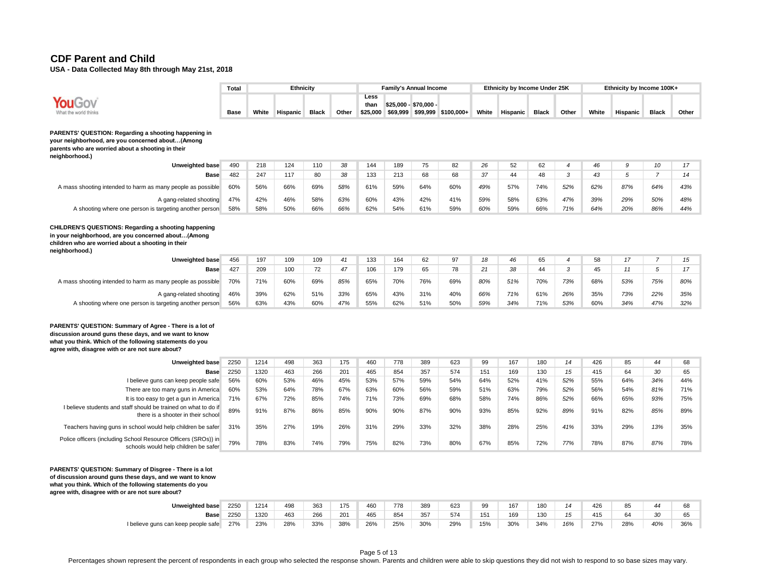# CDF Parent and Child

**USA - Data Collected May 8th through May 21st, 2018**

| | Total | Ethnicity | | | | Family's Annual Income | | | | Ethnicity by Income Under 25K | | | | Ethnicity by Income 100K+ | | | |
|---|---|---|---|---|---|---|---|---|---|---|---|---|---|---|---|---|---|
| | Base | White | Hispanic | Black | Other | Less than $25,000 | $25,000 - $69,999 | $70,000 - $99,999 | $100,000+ | White | Hispanic | Black | Other | White | Hispanic | Black | Other |
| **PARENTS' QUESTION: Regarding a shooting happening in your neighborhood, are you concerned about…(Among parents who are worried about a shooting in their neighborhood.)** | | | | | | | | | | | | | | | | | |
| Unweighted base | 490 | 218 | 124 | 110 | *38* | 144 | 189 | 75 | 82 | *26* | 52 | 62 | *4* | 46 | *9* | *10* | *17* |
| Base | 482 | 247 | 117 | 80 | *38* | 133 | 213 | 68 | 68 | *37* | 44 | 48 | *3* | 43 | *5* | *7* | *14* |
| A mass shooting intended to harm as many people as possible | 60% | 56% | 66% | 69% | *58%* | 61% | 59% | 64% | 60% | *49%* | 57% | 74% | *52%* | 62% | *87%* | *64%* | *43%* |
| A gang-related shooting | 47% | 42% | 46% | 58% | *63%* | 60% | 43% | 42% | 41% | *59%* | 58% | 63% | *47%* | 39% | *29%* | *50%* | *48%* |
| A shooting where one person is targeting another person | 58% | 58% | 50% | 66% | *66%* | 62% | 54% | 61% | 59% | *60%* | 59% | 66% | *71%* | 64% | *20%* | *86%* | *44%* |
| **CHILDREN'S QUESTIONS: Regarding a shooting happening in your neighborhood, are you concerned about…(Among children who are worried about a shooting in their neighborhood.)** | | | | | | | | | | | | | | | | | |
| Unweighted base | 456 | 197 | 109 | 109 | *41* | 133 | 164 | 62 | 97 | *18* | 46 | 65 | *4* | 58 | *17* | *7* | *15* |
| Base | 427 | 209 | 100 | 72 | *47* | 106 | 179 | 65 | 78 | *21* | *38* | 44 | *3* | 45 | *11* | *5* | *17* |
| A mass shooting intended to harm as many people as possible | 70% | 71% | 60% | 69% | *85%* | 65% | 70% | 76% | 69% | *80%* | *51%* | 70% | *73%* | 68% | *53%* | *75%* | *80%* |
| A gang-related shooting | 46% | 39% | 62% | 51% | *33%* | 65% | 43% | 31% | 40% | *66%* | *71%* | 61% | *26%* | 35% | *73%* | *22%* | *35%* |
| A shooting where one person is targeting another person | 56% | 63% | 43% | 60% | *47%* | 55% | 62% | 51% | 50% | *59%* | *34%* | 71% | *53%* | 60% | *34%* | *47%* | *32%* |
| **PARENTS' QUESTION: Summary of Agree - There is a lot of discussion around guns these days, and we want to know what you think. Which of the following statements do you agree with, disagree with or are not sure about?** | | | | | | | | | | | | | | | | | |
| Unweighted base | 2250 | 1214 | 498 | 363 | 175 | 460 | 778 | 389 | 623 | 99 | 167 | 180 | *14* | 426 | 85 | *44* | 68 |
| Base | 2250 | 1320 | 463 | 266 | 201 | 465 | 854 | 357 | 574 | 151 | 169 | 130 | *15* | 415 | 64 | *30* | 65 |
| I believe guns can keep people safe | 56% | 60% | 53% | 46% | 45% | 53% | 57% | 59% | 54% | 64% | 52% | 41% | *52%* | 55% | 64% | *34%* | 44% |
| There are too many guns in America | 60% | 53% | 64% | 78% | 67% | 63% | 60% | 56% | 59% | 51% | 63% | 79% | *52%* | 56% | 54% | *81%* | 71% |
| It is too easy to get a gun in America | 71% | 67% | 72% | 85% | 74% | 71% | 73% | 69% | 68% | 58% | 74% | 86% | *52%* | 66% | 65% | *93%* | 75% |
| I believe students and staff should be trained on what to do if there is a shooter in their school | 89% | 91% | 87% | 86% | 85% | 90% | 90% | 87% | 90% | 93% | 85% | 92% | *89%* | 91% | 82% | *85%* | 89% |
| Teachers having guns in school would help children be safer | 31% | 35% | 27% | 19% | 26% | 31% | 29% | 33% | 32% | 38% | 28% | 25% | *41%* | 33% | 29% | *13%* | 35% |
| Police officers (including School Resource Officers (SROs)) in schools would help children be safer | 79% | 78% | 83% | 74% | 79% | 75% | 82% | 73% | 80% | 67% | 85% | 72% | *77%* | 78% | 87% | *87%* | 78% |
| **PARENTS' QUESTION: Summary of Disgree - There is a lot of discussion around guns these days, and we want to know what you think. Which of the following statements do you agree with, disagree with or are not sure about?** | | | | | | | | | | | | | | | | | |
| Unweighted base | 2250 | 1214 | 498 | 363 | 175 | 460 | 778 | 389 | 623 | 99 | 167 | 180 | *14* | 426 | 85 | *44* | 68 |
| Base | 2250 | 1320 | 463 | 266 | 201 | 465 | 854 | 357 | 574 | 151 | 169 | 130 | *15* | 415 | 64 | *30* | 65 |
| I believe guns can keep people safe | 27% | 23% | 28% | 33% | 38% | 26% | 25% | 30% | 29% | 15% | 30% | 34% | *16%* | 27% | 28% | *40%* | 36% |

Percentages shown represent the percent of respondents in each group who selected the response shown. Parents and children were able to skip questions they did not wish to respond to so base sizes may vary.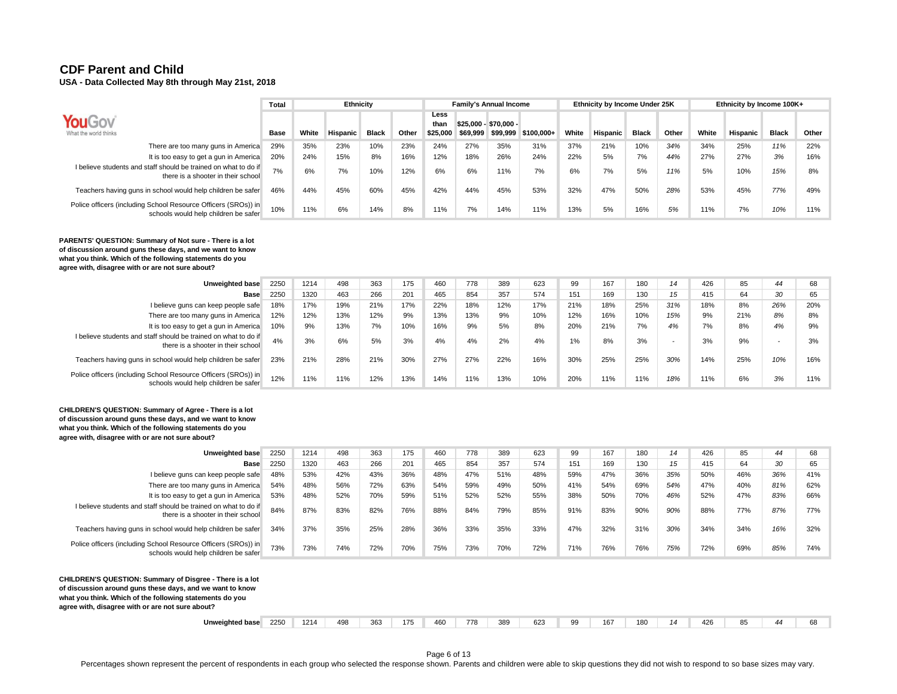# CDF Parent and Child

**USA - Data Collected May 8th through May 21st, 2018**

| | Total | Ethnicity | | | | Family's Annual Income | | | | Ethnicity by Income Under 25K | | | | Ethnicity by Income 100K+ | | | |
|---|---|---|---|---|---|---|---|---|---|---|---|---|---|---|---|---|---|
| | Base | White | Hispanic | Black | Other | Less than $25,000 | $25,000 - $69,999 | $70,000 - $99,999 | $100,000+ | White | Hispanic | Black | Other | White | Hispanic | Black | Other |
| There are too many guns in America | 29% | 35% | 23% | 10% | 23% | 24% | 27% | 35% | 31% | 37% | 21% | 10% | *34%* | 34% | 25% | *11%* | 22% |
| It is too easy to get a gun in America | 20% | 24% | 15% | 8% | 16% | 12% | 18% | 26% | 24% | 22% | 5% | 7% | *44%* | 27% | 27% | *3%* | 16% |
| I believe students and staff should be trained on what to do if there is a shooter in their school | 7% | 6% | 7% | 10% | 12% | 6% | 6% | 11% | 7% | 6% | 7% | 5% | *11%* | 5% | 10% | *15%* | 8% |
| Teachers having guns in school would help children be safer | 46% | 44% | 45% | 60% | 45% | 42% | 44% | 45% | 53% | 32% | 47% | 50% | *28%* | 53% | 45% | *77%* | 49% |
| Police officers (including School Resource Officers (SROs)) in schools would help children be safer | 10% | 11% | 6% | 14% | 8% | 11% | 7% | 14% | 11% | 13% | 5% | 16% | *5%* | 11% | 7% | *10%* | 11% |

**PARENTS' QUESTION: Summary of Not sure - There is a lot of discussion around guns these days, and we want to know what you think. Which of the following statements do you agree with, disagree with or are not sure about?**

| | Total | White | Hispanic | Black | Other | Less than $25,000 | $25,000 - $69,999 | $70,000 - $99,999 | $100,000+ | White | Hispanic | Black | Other | White | Hispanic | Black | Other |
|---|---|---|---|---|---|---|---|---|---|---|---|---|---|---|---|---|---|
| Unweighted base | 2250 | 1214 | 498 | 363 | 175 | 460 | 778 | 389 | 623 | 99 | 167 | 180 | *14* | 426 | 85 | *44* | 68 |
| Base | 2250 | 1320 | 463 | 266 | 201 | 465 | 854 | 357 | 574 | 151 | 169 | 130 | *15* | 415 | 64 | *30* | 65 |
| I believe guns can keep people safe | 18% | 17% | 19% | 21% | 17% | 22% | 18% | 12% | 17% | 21% | 18% | 25% | *31%* | 18% | 8% | *26%* | 20% |
| There are too many guns in America | 12% | 12% | 13% | 12% | 9% | 13% | 13% | 9% | 10% | 12% | 16% | 10% | *15%* | 9% | 21% | *8%* | 8% |
| It is too easy to get a gun in America | 10% | 9% | 13% | 7% | 10% | 16% | 9% | 5% | 8% | 20% | 21% | 7% | *4%* | 7% | 8% | *4%* | 9% |
| I believe students and staff should be trained on what to do if there is a shooter in their school | 4% | 3% | 6% | 5% | 3% | 4% | 4% | 2% | 4% | 1% | 8% | 3% | *-* | 3% | 9% | *-* | 3% |
| Teachers having guns in school would help children be safer | 23% | 21% | 28% | 21% | 30% | 27% | 27% | 22% | 16% | 30% | 25% | 25% | *30%* | 14% | 25% | *10%* | 16% |
| Police officers (including School Resource Officers (SROs)) in schools would help children be safer | 12% | 11% | 11% | 12% | 13% | 14% | 11% | 13% | 10% | 20% | 11% | 11% | *18%* | 11% | 6% | *3%* | 11% |

**CHILDREN'S QUESTION: Summary of Agree - There is a lot of discussion around guns these days, and we want to know what you think. Which of the following statements do you agree with, disagree with or are not sure about?**

| | Total | White | Hispanic | Black | Other | Less than $25,000 | $25,000 - $69,999 | $70,000 - $99,999 | $100,000+ | White | Hispanic | Black | Other | White | Hispanic | Black | Other |
|---|---|---|---|---|---|---|---|---|---|---|---|---|---|---|---|---|---|
| Unweighted base | 2250 | 1214 | 498 | 363 | 175 | 460 | 778 | 389 | 623 | 99 | 167 | 180 | *14* | 426 | 85 | *44* | 68 |
| Base | 2250 | 1320 | 463 | 266 | 201 | 465 | 854 | 357 | 574 | 151 | 169 | 130 | *15* | 415 | 64 | *30* | 65 |
| I believe guns can keep people safe | 48% | 53% | 42% | 43% | 36% | 48% | 47% | 51% | 48% | 59% | 47% | 36% | *35%* | 50% | 46% | *36%* | 41% |
| There are too many guns in America | 54% | 48% | 56% | 72% | 63% | 54% | 59% | 49% | 50% | 41% | 54% | 69% | *54%* | 47% | 40% | *81%* | 62% |
| It is too easy to get a gun in America | 53% | 48% | 52% | 70% | 59% | 51% | 52% | 52% | 55% | 38% | 50% | 70% | *46%* | 52% | 47% | *83%* | 66% |
| I believe students and staff should be trained on what to do if there is a shooter in their school | 84% | 87% | 83% | 82% | 76% | 88% | 84% | 79% | 85% | 91% | 83% | 90% | *90%* | 88% | 77% | *87%* | 77% |
| Teachers having guns in school would help children be safer | 34% | 37% | 35% | 25% | 28% | 36% | 33% | 35% | 33% | 47% | 32% | 31% | *30%* | 34% | 34% | *16%* | 32% |
| Police officers (including School Resource Officers (SROs)) in schools would help children be safer | 73% | 73% | 74% | 72% | 70% | 75% | 73% | 70% | 72% | 71% | 76% | 76% | *75%* | 72% | 69% | *85%* | 74% |

**CHILDREN'S QUESTION: Summary of Disgree - There is a lot of discussion around guns these days, and we want to know what you think. Which of the following statements do you agree with, disagree with or are not sure about?**

| | Total | White | Hispanic | Black | Other | Less than $25,000 | $25,000 - $69,999 | $70,000 - $99,999 | $100,000+ | White | Hispanic | Black | Other | White | Hispanic | Black | Other |
|---|---|---|---|---|---|---|---|---|---|---|---|---|---|---|---|---|---|
| Unweighted base | 2250 | 1214 | 498 | 363 | 175 | 460 | 778 | 389 | 623 | 99 | 167 | 180 | *14* | 426 | 85 | *44* | 68 |

Percentages shown represent the percent of respondents in each group who selected the response shown. Parents and children were able to skip questions they did not wish to respond to so base sizes may vary.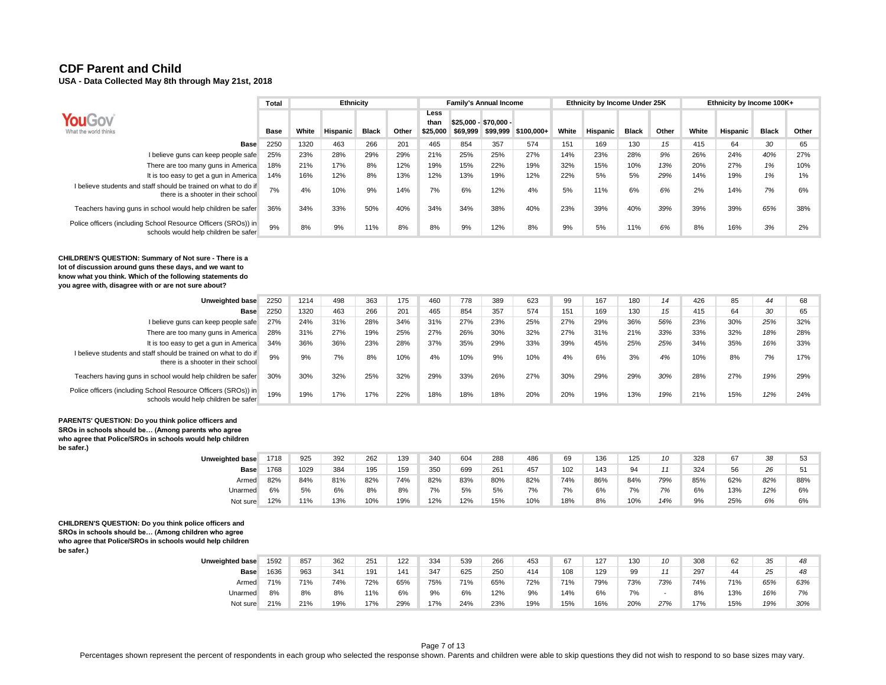# CDF Parent and Child

**USA - Data Collected May 8th through May 21st, 2018**

| | Total | Ethnicity | | | | Family's Annual Income | | | | Ethnicity by Income Under 25K | | | | Ethnicity by Income 100K+ | | | |
|---|---|---|---|---|---|---|---|---|---|---|---|---|---|---|---|---|---|
| | Base | White | Hispanic | Black | Other | Less than $25,000 | $25,000 - $69,999 | $70,000 - $99,999 | $100,000+ | White | Hispanic | Black | Other | White | Hispanic | Black | Other |
| **Base** | 2250 | 1320 | 463 | 266 | 201 | 465 | 854 | 357 | 574 | 151 | 169 | 130 | *15* | 415 | 64 | *30* | 65 |
| I believe guns can keep people safe | 25% | 23% | 28% | 29% | 29% | 21% | 25% | 25% | 27% | 14% | 23% | 28% | *9%* | 26% | 24% | *40%* | 27% |
| There are too many guns in America | 18% | 21% | 17% | 8% | 12% | 19% | 15% | 22% | 19% | 32% | 15% | 10% | *13%* | 20% | 27% | *1%* | 10% |
| It is too easy to get a gun in America | 14% | 16% | 12% | 8% | 13% | 12% | 13% | 19% | 12% | 22% | 5% | 5% | *29%* | 14% | 19% | *1%* | 1% |
| I believe students and staff should be trained on what to do if there is a shooter in their school | 7% | 4% | 10% | 9% | 14% | 7% | 6% | 12% | 4% | 5% | 11% | 6% | *6%* | 2% | 14% | *7%* | 6% |
| Teachers having guns in school would help children be safer | 36% | 34% | 33% | 50% | 40% | 34% | 34% | 38% | 40% | 23% | 39% | 40% | *39%* | 39% | 39% | *65%* | 38% |
| Police officers (including School Resource Officers (SROs)) in schools would help children be safer | 9% | 8% | 9% | 11% | 8% | 8% | 9% | 12% | 8% | 9% | 5% | 11% | *6%* | 8% | 16% | *3%* | 2% |

**CHILDREN'S QUESTION: Summary of Not sure - There is a lot of discussion around guns these days, and we want to know what you think. Which of the following statements do you agree with, disagree with or are not sure about?**

| | Total | White | Hispanic | Black | Other | Less than $25,000 | $25,000 - $69,999 | $70,000 - $99,999 | $100,000+ | White | Hispanic | Black | Other | White | Hispanic | Black | Other |
|---|---|---|---|---|---|---|---|---|---|---|---|---|---|---|---|---|---|
| **Unweighted base** | 2250 | 1214 | 498 | 363 | 175 | 460 | 778 | 389 | 623 | 99 | 167 | 180 | *14* | 426 | 85 | *44* | 68 |
| **Base** | 2250 | 1320 | 463 | 266 | 201 | 465 | 854 | 357 | 574 | 151 | 169 | 130 | *15* | 415 | 64 | *30* | 65 |
| I believe guns can keep people safe | 27% | 24% | 31% | 28% | 34% | 31% | 27% | 23% | 25% | 27% | 29% | 36% | *56%* | 23% | 30% | *25%* | 32% |
| There are too many guns in America | 28% | 31% | 27% | 19% | 25% | 27% | 26% | 30% | 32% | 27% | 31% | 21% | *33%* | 33% | 32% | *18%* | 28% |
| It is too easy to get a gun in America | 34% | 36% | 36% | 23% | 28% | 37% | 35% | 29% | 33% | 39% | 45% | 25% | *25%* | 34% | 35% | *16%* | 33% |
| I believe students and staff should be trained on what to do if there is a shooter in their school | 9% | 9% | 7% | 8% | 10% | 4% | 10% | 9% | 10% | 4% | 6% | 3% | *4%* | 10% | 8% | *7%* | 17% |
| Teachers having guns in school would help children be safer | 30% | 30% | 32% | 25% | 32% | 29% | 33% | 26% | 27% | 30% | 29% | 29% | *30%* | 28% | 27% | *19%* | 29% |
| Police officers (including School Resource Officers (SROs)) in schools would help children be safer | 19% | 19% | 17% | 17% | 22% | 18% | 18% | 18% | 20% | 20% | 19% | 13% | *19%* | 21% | 15% | *12%* | 24% |

**PARENTS' QUESTION: Do you think police officers and SROs in schools should be… (Among parents who agree who agree that Police/SROs in schools would help children be safer.)**

| | Total | White | Hispanic | Black | Other | Less than $25,000 | $25,000 - $69,999 | $70,000 - $99,999 | $100,000+ | White | Hispanic | Black | Other | White | Hispanic | Black | Other |
|---|---|---|---|---|---|---|---|---|---|---|---|---|---|---|---|---|---|
| **Unweighted base** | 1718 | 925 | 392 | 262 | 139 | 340 | 604 | 288 | 486 | 69 | 136 | 125 | *10* | 328 | 67 | *38* | 53 |
| **Base** | 1768 | 1029 | 384 | 195 | 159 | 350 | 699 | 261 | 457 | 102 | 143 | 94 | *11* | 324 | 56 | *26* | 51 |
| Armed | 82% | 84% | 81% | 82% | 74% | 82% | 83% | 80% | 82% | 74% | 86% | 84% | *79%* | 85% | 62% | *82%* | 88% |
| Unarmed | 6% | 5% | 6% | 8% | 8% | 7% | 5% | 5% | 7% | 7% | 6% | 7% | *7%* | 6% | 13% | *12%* | 6% |
| Not sure | 12% | 11% | 13% | 10% | 19% | 12% | 12% | 15% | 10% | 18% | 8% | 10% | *14%* | 9% | 25% | *6%* | 6% |

**CHILDREN'S QUESTION: Do you think police officers and SROs in schools should be… (Among children who agree who agree that Police/SROs in schools would help children be safer.)**

| | Total | White | Hispanic | Black | Other | Less than $25,000 | $25,000 - $69,999 | $70,000 - $99,999 | $100,000+ | White | Hispanic | Black | Other | White | Hispanic | Black | Other |
|---|---|---|---|---|---|---|---|---|---|---|---|---|---|---|---|---|---|
| **Unweighted base** | 1592 | 857 | 362 | 251 | 122 | 334 | 539 | 266 | 453 | 67 | 127 | 130 | *10* | 308 | 62 | *35* | *48* |
| **Base** | 1636 | 963 | 341 | 191 | 141 | 347 | 625 | 250 | 414 | 108 | 129 | 99 | *11* | 297 | 44 | *25* | *48* |
| Armed | 71% | 71% | 74% | 72% | 65% | 75% | 71% | 65% | 72% | 71% | 79% | 73% | *73%* | 74% | 71% | *65%* | *63%* |
| Unarmed | 8% | 8% | 8% | 11% | 6% | 9% | 6% | 12% | 9% | 14% | 6% | 7% | - | 8% | 13% | *16%* | *7%* |
| Not sure | 21% | 21% | 19% | 17% | 29% | 17% | 24% | 23% | 19% | 15% | 16% | 20% | *27%* | 17% | 15% | *19%* | *30%* |

Percentages shown represent the percent of respondents in each group who selected the response shown. Parents and children were able to skip questions they did not wish to respond to so base sizes may vary.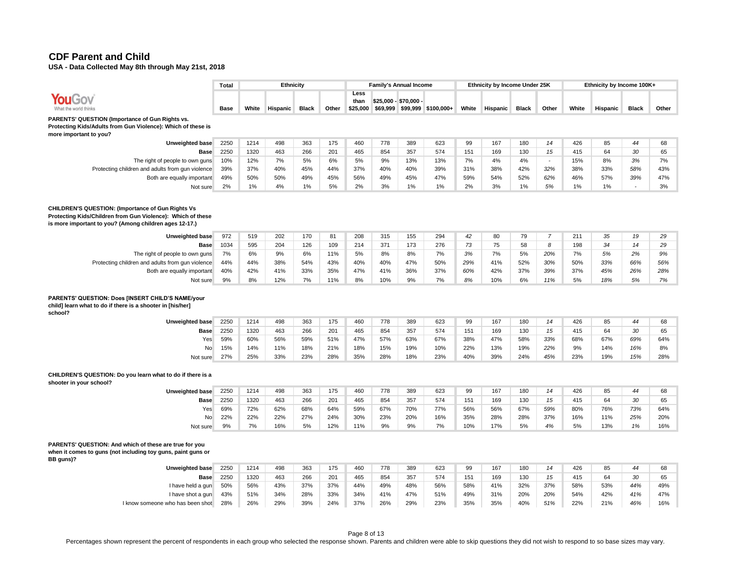# CDF Parent and Child

**USA - Data Collected May 8th through May 21st, 2018**

| | Total | Ethnicity | | | | Family's Annual Income | | | | Ethnicity by Income Under 25K | | | | Ethnicity by Income 100K+ | | | |
|---|---|---|---|---|---|---|---|---|---|---|---|---|---|---|---|---|---|
| | Base | White | Hispanic | Black | Other | Less than $25,000 | $25,000 - $69,999 | $70,000 - $99,999 | $100,000+ | White | Hispanic | Black | Other | White | Hispanic | Black | Other |
| **PARENTS' QUESTION (Importance of Gun Rights vs. Protecting Kids/Adults from Gun Violence): Which of these is more important to you?** | | | | | | | | | | | | | | | | | |
| **Unweighted base** | 2250 | 1214 | 498 | 363 | 175 | 460 | 778 | 389 | 623 | 99 | 167 | 180 | *14* | 426 | 85 | *44* | 68 |
| **Base** | 2250 | 1320 | 463 | 266 | 201 | 465 | 854 | 357 | 574 | 151 | 169 | 130 | *15* | 415 | 64 | *30* | 65 |
| The right of people to own guns | 10% | 12% | 7% | 5% | 6% | 5% | 9% | 13% | 13% | 7% | 4% | 4% | - | 15% | 8% | *3%* | 7% |
| Protecting children and adults from gun violence | 39% | 37% | 40% | 45% | 44% | 37% | 40% | 40% | 39% | 31% | 38% | 42% | *32%* | 38% | 33% | *58%* | 43% |
| Both are equally important | 49% | 50% | 50% | 49% | 45% | 56% | 49% | 45% | 47% | 59% | 54% | 52% | *62%* | 46% | 57% | *39%* | 47% |
| Not sure | 2% | 1% | 4% | 1% | 5% | 2% | 3% | 1% | 1% | 2% | 3% | 1% | *5%* | 1% | 1% | - | 3% |
| **CHILDREN'S QUESTION: (Importance of Gun Rights Vs Protecting Kids/Children from Gun Violence): Which of these is more important to you? (Among children ages 12-17.)** | | | | | | | | | | | | | | | | | |
| **Unweighted base** | 972 | 519 | 202 | 170 | 81 | 208 | 315 | 155 | 294 | *42* | 80 | 79 | *7* | 211 | *35* | *19* | *29* |
| **Base** | 1034 | 595 | 204 | 126 | 109 | 214 | 371 | 173 | 276 | *73* | 75 | 58 | *8* | 198 | *34* | *14* | *29* |
| The right of people to own guns | 7% | 6% | 9% | 6% | 11% | 5% | 8% | 8% | 7% | *3%* | 7% | 5% | *20%* | 7% | *5%* | *2%* | *9%* |
| Protecting children and adults from gun violence | 44% | 44% | 38% | 54% | 43% | 40% | 40% | 47% | 50% | *29%* | 41% | 52% | *30%* | 50% | *33%* | *66%* | *56%* |
| Both are equally important | 40% | 42% | 41% | 33% | 35% | 47% | 41% | 36% | 37% | *60%* | 42% | 37% | *39%* | 37% | *45%* | *26%* | *28%* |
| Not sure | 9% | 8% | 12% | 7% | 11% | 8% | 10% | 9% | 7% | *8%* | 10% | 6% | *11%* | 5% | *18%* | *5%* | *7%* |
| **PARENTS' QUESTION: Does [INSERT CHILD'S NAME/your child] learn what to do if there is a shooter in [his/her] school?** | | | | | | | | | | | | | | | | | |
| **Unweighted base** | 2250 | 1214 | 498 | 363 | 175 | 460 | 778 | 389 | 623 | 99 | 167 | 180 | *14* | 426 | 85 | *44* | 68 |
| **Base** | 2250 | 1320 | 463 | 266 | 201 | 465 | 854 | 357 | 574 | 151 | 169 | 130 | *15* | 415 | 64 | *30* | 65 |
| Yes | 59% | 60% | 56% | 59% | 51% | 47% | 57% | 63% | 67% | 38% | 47% | 58% | *33%* | 68% | 67% | *69%* | 64% |
| No | 15% | 14% | 11% | 18% | 21% | 18% | 15% | 19% | 10% | 22% | 13% | 19% | *22%* | 9% | 14% | *16%* | 8% |
| Not sure | 27% | 25% | 33% | 23% | 28% | 35% | 28% | 18% | 23% | 40% | 39% | 24% | *45%* | 23% | 19% | *15%* | 28% |
| **CHILDREN'S QUESTION: Do you learn what to do if there is a shooter in your school?** | | | | | | | | | | | | | | | | | |
| **Unweighted base** | 2250 | 1214 | 498 | 363 | 175 | 460 | 778 | 389 | 623 | 99 | 167 | 180 | *14* | 426 | 85 | *44* | 68 |
| **Base** | 2250 | 1320 | 463 | 266 | 201 | 465 | 854 | 357 | 574 | 151 | 169 | 130 | *15* | 415 | 64 | *30* | 65 |
| Yes | 69% | 72% | 62% | 68% | 64% | 59% | 67% | 70% | 77% | 56% | 56% | 67% | *59%* | 80% | 76% | *73%* | 64% |
| No | 22% | 22% | 22% | 27% | 24% | 30% | 23% | 20% | 16% | 35% | 28% | 28% | *37%* | 16% | 11% | *25%* | 20% |
| Not sure | 9% | 7% | 16% | 5% | 12% | 11% | 9% | 9% | 7% | 10% | 17% | 5% | *4%* | 5% | 13% | *1%* | 16% |
| **PARENTS' QUESTION: And which of these are true for you when it comes to guns (not including toy guns, paint guns or BB guns)?** | | | | | | | | | | | | | | | | | |
| **Unweighted base** | 2250 | 1214 | 498 | 363 | 175 | 460 | 778 | 389 | 623 | 99 | 167 | 180 | *14* | 426 | 85 | *44* | 68 |
| **Base** | 2250 | 1320 | 463 | 266 | 201 | 465 | 854 | 357 | 574 | 151 | 169 | 130 | *15* | 415 | 64 | *30* | 65 |
| I have held a gun | 50% | 56% | 43% | 37% | 37% | 44% | 49% | 48% | 56% | 58% | 41% | 32% | *37%* | 58% | 53% | *44%* | 49% |
| I have shot a gun | 43% | 51% | 34% | 28% | 33% | 34% | 41% | 47% | 51% | 49% | 31% | 20% | *20%* | 54% | 42% | *41%* | 47% |
| I know someone who has been shot | 28% | 26% | 29% | 39% | 24% | 37% | 26% | 29% | 23% | 35% | 35% | 40% | *51%* | 22% | 21% | *46%* | 16% |

Percentages shown represent the percent of respondents in each group who selected the response shown. Parents and children were able to skip questions they did not wish to respond to so base sizes may vary.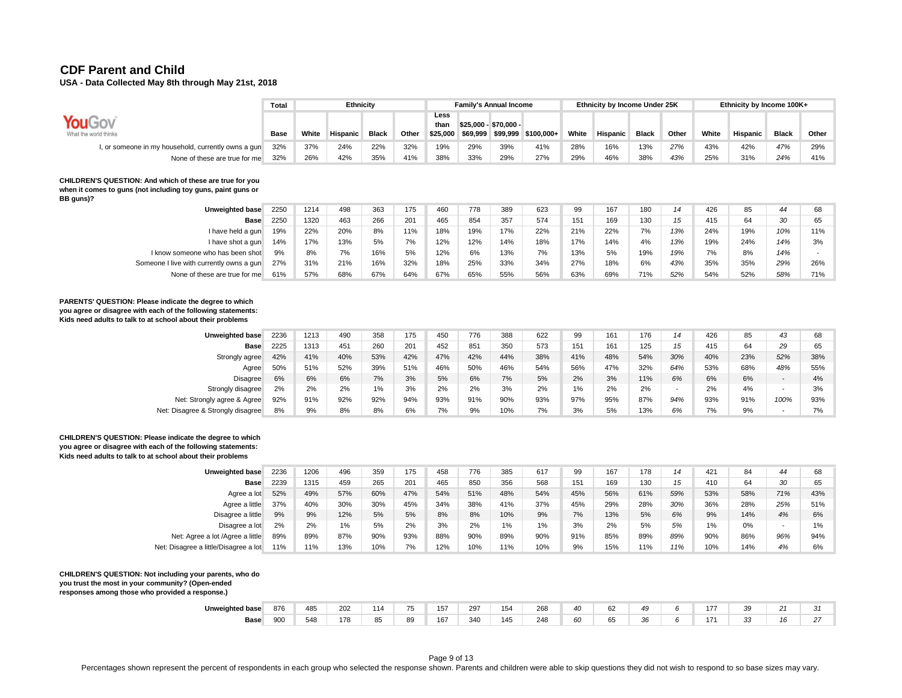# CDF Parent and Child

**USA - Data Collected May 8th through May 21st, 2018**

| | Total | Ethnicity | | | | Family's Annual Income | | | | Ethnicity by Income Under 25K | | | | Ethnicity by Income 100K+ | | | |
|---|---|---|---|---|---|---|---|---|---|---|---|---|---|---|---|---|---|
| | Base | White | Hispanic | Black | Other | Less than $25,000 | $25,000 - $69,999 | $70,000 - $99,999 | $100,000+ | White | Hispanic | Black | Other | White | Hispanic | Black | Other |
| I, or someone in my household, currently owns a gun | 32% | 37% | 24% | 22% | 32% | 19% | 29% | 39% | 41% | 28% | 16% | 13% | 27% | 43% | 42% | 47% | 29% |
| None of these are true for me | 32% | 26% | 42% | 35% | 41% | 38% | 33% | 29% | 27% | 29% | 46% | 38% | 43% | 25% | 31% | 24% | 41% |

**CHILDREN'S QUESTION: And which of these are true for you when it comes to guns (not including toy guns, paint guns or BB guns)?**

| | Total | White | Hispanic | Black | Other | Less than $25,000 | $25,000 - $69,999 | $70,000 - $99,999 | $100,000+ | White | Hispanic | Black | Other | White | Hispanic | Black | Other |
|---|---|---|---|---|---|---|---|---|---|---|---|---|---|---|---|---|---|
| Unweighted base | 2250 | 1214 | 498 | 363 | 175 | 460 | 778 | 389 | 623 | 99 | 167 | 180 | 14 | 426 | 85 | 44 | 68 |
| Base | 2250 | 1320 | 463 | 266 | 201 | 465 | 854 | 357 | 574 | 151 | 169 | 130 | 15 | 415 | 64 | 30 | 65 |
| I have held a gun | 19% | 22% | 20% | 8% | 11% | 18% | 19% | 17% | 22% | 21% | 22% | 7% | 13% | 24% | 19% | 10% | 11% |
| I have shot a gun | 14% | 17% | 13% | 5% | 7% | 12% | 12% | 14% | 18% | 17% | 14% | 4% | 13% | 19% | 24% | 14% | 3% |
| I know someone who has been shot | 9% | 8% | 7% | 16% | 5% | 12% | 6% | 13% | 7% | 13% | 5% | 19% | 19% | 7% | 8% | 14% | - |
| Someone I live with currently owns a gun | 27% | 31% | 21% | 16% | 32% | 18% | 25% | 33% | 34% | 27% | 18% | 6% | 43% | 35% | 35% | 29% | 26% |
| None of these are true for me | 61% | 57% | 68% | 67% | 64% | 67% | 65% | 55% | 56% | 63% | 69% | 71% | 52% | 54% | 52% | 58% | 71% |

**PARENTS' QUESTION: Please indicate the degree to which you agree or disagree with each of the following statements: Kids need adults to talk to at school about their problems**

| | Total | White | Hispanic | Black | Other | Less than $25,000 | $25,000 - $69,999 | $70,000 - $99,999 | $100,000+ | White | Hispanic | Black | Other | White | Hispanic | Black | Other |
|---|---|---|---|---|---|---|---|---|---|---|---|---|---|---|---|---|---|
| Unweighted base | 2236 | 1213 | 490 | 358 | 175 | 450 | 776 | 388 | 622 | 99 | 161 | 176 | 14 | 426 | 85 | 43 | 68 |
| Base | 2225 | 1313 | 451 | 260 | 201 | 452 | 851 | 350 | 573 | 151 | 161 | 125 | 15 | 415 | 64 | 29 | 65 |
| Strongly agree | 42% | 41% | 40% | 53% | 42% | 47% | 42% | 44% | 38% | 41% | 48% | 54% | 30% | 40% | 23% | 52% | 38% |
| Agree | 50% | 51% | 52% | 39% | 51% | 46% | 50% | 46% | 54% | 56% | 47% | 32% | 64% | 53% | 68% | 48% | 55% |
| Disagree | 6% | 6% | 6% | 7% | 3% | 5% | 6% | 7% | 5% | 2% | 3% | 11% | 6% | 6% | 6% | - | 4% |
| Strongly disagree | 2% | 2% | 2% | 1% | 3% | 2% | 2% | 3% | 2% | 1% | 2% | 2% | - | 2% | 4% | - | 3% |
| Net: Strongly agree & Agree | 92% | 91% | 92% | 92% | 94% | 93% | 91% | 90% | 93% | 97% | 95% | 87% | 94% | 93% | 91% | 100% | 93% |
| Net: Disagree & Strongly disagree | 8% | 9% | 8% | 8% | 6% | 7% | 9% | 10% | 7% | 3% | 5% | 13% | 6% | 7% | 9% | - | 7% |

**CHILDREN'S QUESTION: Please indicate the degree to which you agree or disagree with each of the following statements: Kids need adults to talk to at school about their problems**

| | Total | White | Hispanic | Black | Other | Less than $25,000 | $25,000 - $69,999 | $70,000 - $99,999 | $100,000+ | White | Hispanic | Black | Other | White | Hispanic | Black | Other |
|---|---|---|---|---|---|---|---|---|---|---|---|---|---|---|---|---|---|
| Unweighted base | 2236 | 1206 | 496 | 359 | 175 | 458 | 776 | 385 | 617 | 99 | 167 | 178 | 14 | 421 | 84 | 44 | 68 |
| Base | 2239 | 1315 | 459 | 265 | 201 | 465 | 850 | 356 | 568 | 151 | 169 | 130 | 15 | 410 | 64 | 30 | 65 |
| Agree a lot | 52% | 49% | 57% | 60% | 47% | 54% | 51% | 48% | 54% | 45% | 56% | 61% | 59% | 53% | 58% | 71% | 43% |
| Agree a little | 37% | 40% | 30% | 30% | 45% | 34% | 38% | 41% | 37% | 45% | 29% | 28% | 30% | 36% | 28% | 25% | 51% |
| Disagree a little | 9% | 9% | 12% | 5% | 5% | 8% | 8% | 10% | 9% | 7% | 13% | 5% | 6% | 9% | 14% | 4% | 6% |
| Disagree a lot | 2% | 2% | 1% | 5% | 2% | 3% | 2% | 1% | 1% | 3% | 2% | 5% | 5% | 1% | 0% | - | 1% |
| Net: Agree a lot /Agree a little | 89% | 89% | 87% | 90% | 93% | 88% | 90% | 89% | 90% | 91% | 85% | 89% | 89% | 90% | 86% | 96% | 94% |
| Net: Disagree a little/Disagree a lot | 11% | 11% | 13% | 10% | 7% | 12% | 10% | 11% | 10% | 9% | 15% | 11% | 11% | 10% | 14% | 4% | 6% |

**CHILDREN'S QUESTION: Not including your parents, who do you trust the most in your community? (Open-ended responses among those who provided a response.)**

| | Total | White | Hispanic | Black | Other | Less than $25,000 | $25,000 - $69,999 | $70,000 - $99,999 | $100,000+ | White | Hispanic | Black | Other | White | Hispanic | Black | Other |
|---|---|---|---|---|---|---|---|---|---|---|---|---|---|---|---|---|---|
| Unweighted base | 876 | 485 | 202 | 114 | 75 | 157 | 297 | 154 | 268 | 40 | 62 | 49 | 6 | 177 | 39 | 21 | 31 |
| Base | 900 | 548 | 178 | 85 | 89 | 167 | 340 | 145 | 248 | 60 | 65 | 36 | 6 | 171 | 33 | 16 | 27 |

Percentages shown represent the percent of respondents in each group who selected the response shown. Parents and children were able to skip questions they did not wish to respond to so base sizes may vary.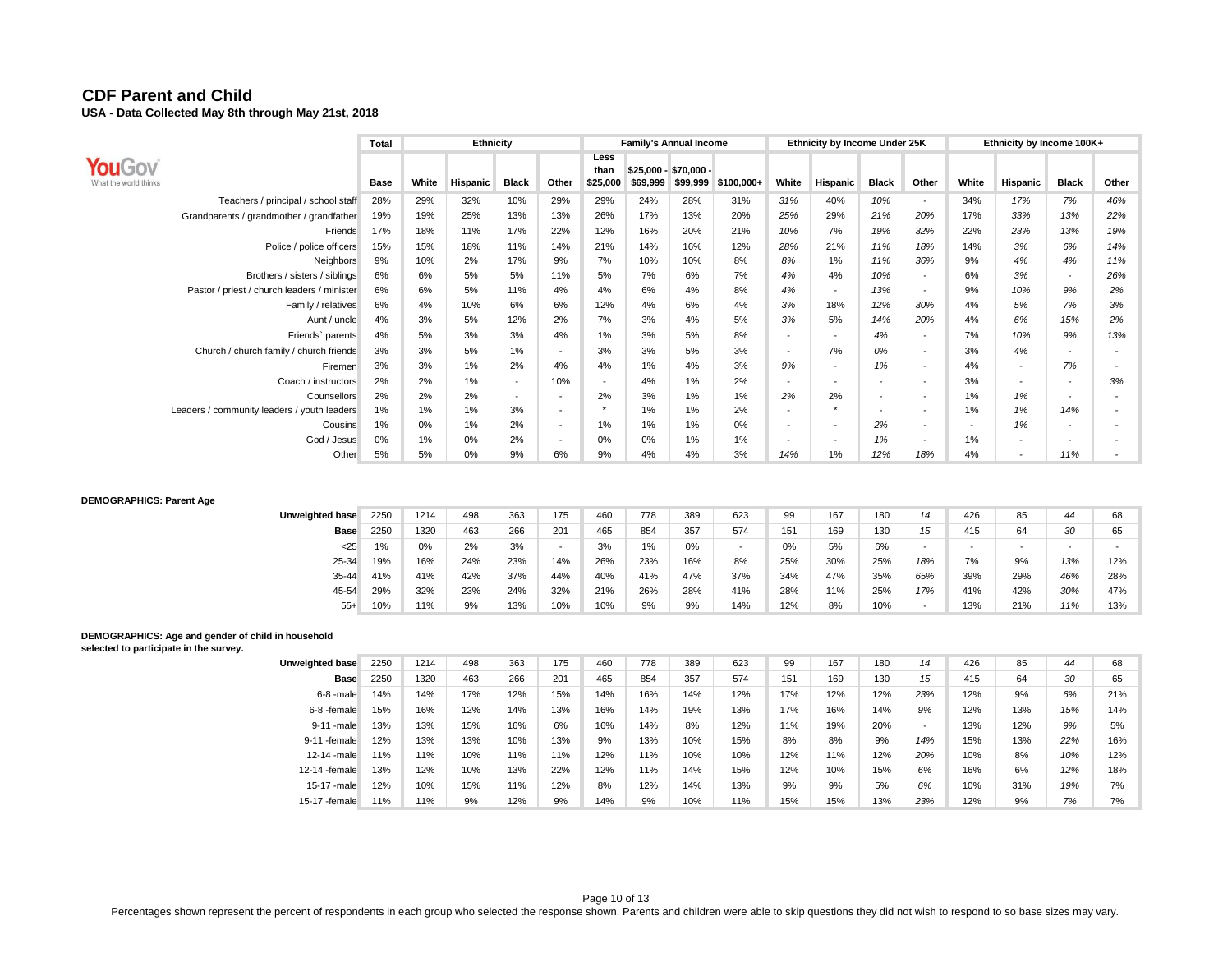# CDF Parent and Child

**USA - Data Collected May 8th through May 21st, 2018**

| | Total | Ethnicity | | | | Family's Annual Income | | | | Ethnicity by Income Under 25K | | | | Ethnicity by Income 100K+ | | | |
|---|---|---|---|---|---|---|---|---|---|---|---|---|---|---|---|---|---|
| | Base | White | Hispanic | Black | Other | Less than $25,000 | $25,000 - $69,999 | $70,000 - $99,999 | $100,000+ | White | Hispanic | Black | Other | White | Hispanic | Black | Other |
| Teachers / principal / school staff | 28% | 29% | 32% | 10% | 29% | 29% | 24% | 28% | 31% | 31% | 40% | 10% | - | 34% | 17% | 7% | 46% |
| Grandparents / grandmother / grandfather | 19% | 19% | 25% | 13% | 13% | 26% | 17% | 13% | 20% | 25% | 29% | 21% | 20% | 17% | 33% | 13% | 22% |
| Friends | 17% | 18% | 11% | 17% | 22% | 12% | 16% | 20% | 21% | 10% | 7% | 19% | 32% | 22% | 23% | 13% | 19% |
| Police / police officers | 15% | 15% | 18% | 11% | 14% | 21% | 14% | 16% | 12% | 28% | 21% | 11% | 18% | 14% | 3% | 6% | 14% |
| Neighbors | 9% | 10% | 2% | 17% | 9% | 7% | 10% | 10% | 8% | 8% | 1% | 11% | 36% | 9% | 4% | 4% | 11% |
| Brothers / sisters / siblings | 6% | 6% | 5% | 5% | 11% | 5% | 7% | 6% | 7% | 4% | 4% | 10% | - | 6% | 3% | - | 26% |
| Pastor / priest / church leaders / minister | 6% | 6% | 5% | 11% | 4% | 4% | 6% | 4% | 8% | 4% | - | 13% | - | 9% | 10% | 9% | 2% |
| Family / relatives | 6% | 4% | 10% | 6% | 6% | 12% | 4% | 6% | 4% | 3% | 18% | 12% | 30% | 4% | 5% | 7% | 3% |
| Aunt / uncle | 4% | 3% | 5% | 12% | 2% | 7% | 3% | 4% | 5% | 3% | 5% | 14% | 20% | 4% | 6% | 15% | 2% |
| Friends` parents | 4% | 5% | 3% | 3% | 4% | 1% | 3% | 5% | 8% | - | - | 4% | - | 7% | 10% | 9% | 13% |
| Church / church family / church friends | 3% | 3% | 5% | 1% | - | 3% | 3% | 5% | 3% | - | 7% | 0% | - | 3% | 4% | - | - |
| Firemen | 3% | 3% | 1% | 2% | 4% | 4% | 1% | 4% | 3% | 9% | - | 1% | - | 4% | - | 7% | - |
| Coach / instructors | 2% | 2% | 1% | - | 10% | - | 4% | 1% | 2% | - | - | - | - | 3% | - | - | 3% |
| Counsellors | 2% | 2% | 2% | - | - | 2% | 3% | 1% | 1% | 2% | 2% | - | - | 1% | 1% | - | - |
| Leaders / community leaders / youth leaders | 1% | 1% | 1% | 3% | - | * | 1% | 1% | 2% | - | * | - | - | 1% | 1% | 14% | - |
| Cousins | 1% | 0% | 1% | 2% | - | 1% | 1% | 1% | 0% | - | - | 2% | - | - | 1% | - | - |
| God / Jesus | 0% | 1% | 0% | 2% | - | 0% | 0% | 1% | 1% | - | - | 1% | - | 1% | - | - | - |
| Other | 5% | 5% | 0% | 9% | 6% | 9% | 4% | 4% | 3% | 14% | 1% | 12% | 18% | 4% | - | 11% | - |

**DEMOGRAPHICS: Parent Age**

| | Total | White | Hispanic | Black | Other | Less than $25,000 | $25,000 - $69,999 | $70,000 - $99,999 | $100,000+ | White | Hispanic | Black | Other | White | Hispanic | Black | Other |
|---|---|---|---|---|---|---|---|---|---|---|---|---|---|---|---|---|---|
| Unweighted base | 2250 | 1214 | 498 | 363 | 175 | 460 | 778 | 389 | 623 | 99 | 167 | 180 | 14 | 426 | 85 | 44 | 68 |
| Base | 2250 | 1320 | 463 | 266 | 201 | 465 | 854 | 357 | 574 | 151 | 169 | 130 | 15 | 415 | 64 | 30 | 65 |
| <25 | 1% | 0% | 2% | 3% | - | 3% | 1% | 0% | - | 0% | 5% | 6% | - | - | - | - | - |
| 25-34 | 19% | 16% | 24% | 23% | 14% | 26% | 23% | 16% | 8% | 25% | 30% | 25% | 18% | 7% | 9% | 13% | 12% |
| 35-44 | 41% | 41% | 42% | 37% | 44% | 40% | 41% | 47% | 37% | 34% | 47% | 35% | 65% | 39% | 29% | 46% | 28% |
| 45-54 | 29% | 32% | 23% | 24% | 32% | 21% | 26% | 28% | 41% | 28% | 11% | 25% | 17% | 41% | 42% | 30% | 47% |
| 55+ | 10% | 11% | 9% | 13% | 10% | 10% | 9% | 9% | 14% | 12% | 8% | 10% | - | 13% | 21% | 11% | 13% |

**DEMOGRAPHICS: Age and gender of child in household selected to participate in the survey.**

| | Total | White | Hispanic | Black | Other | Less than $25,000 | $25,000 - $69,999 | $70,000 - $99,999 | $100,000+ | White | Hispanic | Black | Other | White | Hispanic | Black | Other |
|---|---|---|---|---|---|---|---|---|---|---|---|---|---|---|---|---|---|
| Unweighted base | 2250 | 1214 | 498 | 363 | 175 | 460 | 778 | 389 | 623 | 99 | 167 | 180 | 14 | 426 | 85 | 44 | 68 |
| Base | 2250 | 1320 | 463 | 266 | 201 | 465 | 854 | 357 | 574 | 151 | 169 | 130 | 15 | 415 | 64 | 30 | 65 |
| 6-8 -male | 14% | 14% | 17% | 12% | 15% | 14% | 16% | 14% | 12% | 17% | 12% | 12% | 23% | 12% | 9% | 6% | 21% |
| 6-8 -female | 15% | 16% | 12% | 14% | 13% | 16% | 14% | 19% | 13% | 17% | 16% | 14% | 9% | 12% | 13% | 15% | 14% |
| 9-11 -male | 13% | 13% | 15% | 16% | 6% | 16% | 14% | 8% | 12% | 11% | 19% | 20% | - | 13% | 12% | 9% | 5% |
| 9-11 -female | 12% | 13% | 13% | 10% | 13% | 9% | 13% | 10% | 15% | 8% | 8% | 9% | 14% | 15% | 13% | 22% | 16% |
| 12-14 -male | 11% | 11% | 10% | 11% | 11% | 12% | 11% | 10% | 10% | 12% | 11% | 12% | 20% | 10% | 8% | 10% | 12% |
| 12-14 -female | 13% | 12% | 10% | 13% | 22% | 12% | 11% | 14% | 15% | 12% | 10% | 15% | 6% | 16% | 6% | 12% | 18% |
| 15-17 -male | 12% | 10% | 15% | 11% | 12% | 8% | 12% | 14% | 13% | 9% | 9% | 5% | 6% | 10% | 31% | 19% | 7% |
| 15-17 -female | 11% | 11% | 9% | 12% | 9% | 14% | 9% | 10% | 11% | 15% | 15% | 13% | 23% | 12% | 9% | 7% | 7% |

Percentages shown represent the percent of respondents in each group who selected the response shown. Parents and children were able to skip questions they did not wish to respond to so base sizes may vary.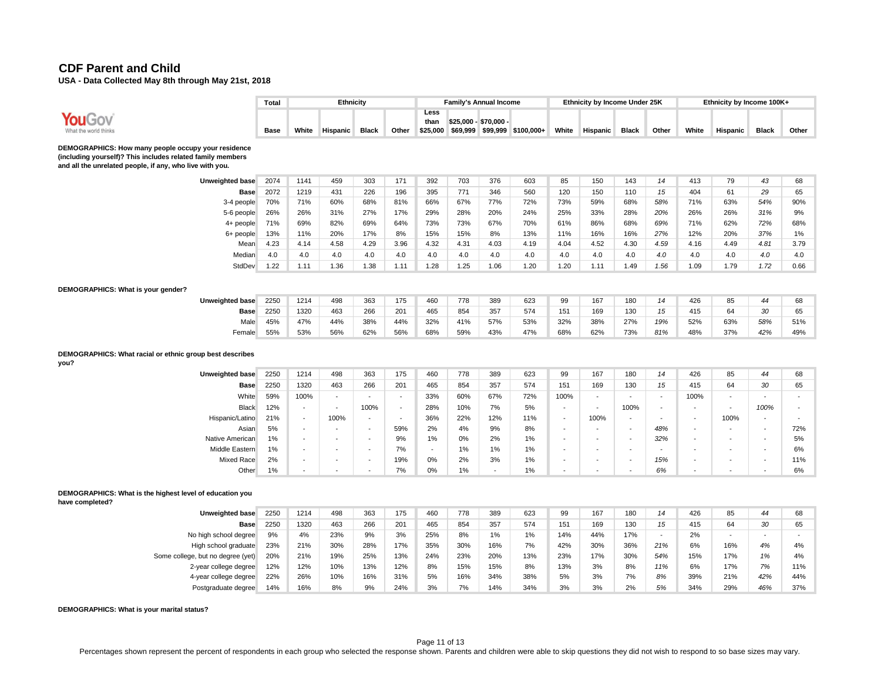# CDF Parent and Child

**USA - Data Collected May 8th through May 21st, 2018**

| | Total | Ethnicity | | | | Family's Annual Income | | | | Ethnicity by Income Under 25K | | | | Ethnicity by Income 100K+ | | | |
|---|---|---|---|---|---|---|---|---|---|---|---|---|---|---|---|---|---|
| | Base | White | Hispanic | Black | Other | Less than $25,000 | $25,000 - $69,999 | $70,000 - $99,999 | $100,000+ | White | Hispanic | Black | Other | White | Hispanic | Black | Other |
| **DEMOGRAPHICS: How many people occupy your residence (including yourself)? This includes related family members and all the unrelated people, if any, who live with you.** | | | | | | | | | | | | | | | | | |
| **Unweighted base** | 2074 | 1141 | 459 | 303 | 171 | 392 | 703 | 376 | 603 | 85 | 150 | 143 | *14* | 413 | 79 | *43* | 68 |
| **Base** | 2072 | 1219 | 431 | 226 | 196 | 395 | 771 | 346 | 560 | 120 | 150 | 110 | *15* | 404 | 61 | *29* | 65 |
| 3-4 people | 70% | 71% | 60% | 68% | 81% | 66% | 67% | 77% | 72% | 73% | 59% | 68% | *58%* | 71% | 63% | *54%* | 90% |
| 5-6 people | 26% | 26% | 31% | 27% | 17% | 29% | 28% | 20% | 24% | 25% | 33% | 28% | *20%* | 26% | 26% | *31%* | 9% |
| 4+ people | 71% | 69% | 82% | 69% | 64% | 73% | 73% | 67% | 70% | 61% | 86% | 68% | *69%* | 71% | 62% | *72%* | 68% |
| 6+ people | 13% | 11% | 20% | 17% | 8% | 15% | 15% | 8% | 13% | 11% | 16% | 16% | *27%* | 12% | 20% | *37%* | 1% |
| Mean | 4.23 | 4.14 | 4.58 | 4.29 | 3.96 | 4.32 | 4.31 | 4.03 | 4.19 | 4.04 | 4.52 | 4.30 | *4.59* | 4.16 | 4.49 | *4.81* | 3.79 |
| Median | 4.0 | 4.0 | 4.0 | 4.0 | 4.0 | 4.0 | 4.0 | 4.0 | 4.0 | 4.0 | 4.0 | 4.0 | *4.0* | 4.0 | 4.0 | *4.0* | 4.0 |
| StdDev | 1.22 | 1.11 | 1.36 | 1.38 | 1.11 | 1.28 | 1.25 | 1.06 | 1.20 | 1.20 | 1.11 | 1.49 | *1.56* | 1.09 | 1.79 | *1.72* | 0.66 |
| **DEMOGRAPHICS: What is your gender?** | | | | | | | | | | | | | | | | | |
| **Unweighted base** | 2250 | 1214 | 498 | 363 | 175 | 460 | 778 | 389 | 623 | 99 | 167 | 180 | *14* | 426 | 85 | *44* | 68 |
| **Base** | 2250 | 1320 | 463 | 266 | 201 | 465 | 854 | 357 | 574 | 151 | 169 | 130 | *15* | 415 | 64 | *30* | 65 |
| Male | 45% | 47% | 44% | 38% | 44% | 32% | 41% | 57% | 53% | 32% | 38% | 27% | *19%* | 52% | 63% | *58%* | 51% |
| Female | 55% | 53% | 56% | 62% | 56% | 68% | 59% | 43% | 47% | 68% | 62% | 73% | *81%* | 48% | 37% | *42%* | 49% |
| **DEMOGRAPHICS: What racial or ethnic group best describes you?** | | | | | | | | | | | | | | | | | |
| **Unweighted base** | 2250 | 1214 | 498 | 363 | 175 | 460 | 778 | 389 | 623 | 99 | 167 | 180 | *14* | 426 | 85 | *44* | 68 |
| **Base** | 2250 | 1320 | 463 | 266 | 201 | 465 | 854 | 357 | 574 | 151 | 169 | 130 | *15* | 415 | 64 | *30* | 65 |
| White | 59% | 100% | - | - | - | 33% | 60% | 67% | 72% | 100% | - | - | *-* | 100% | - | *-* | - |
| Black | 12% | - | - | 100% | - | 28% | 10% | 7% | 5% | - | - | 100% | *-* | - | - | *100%* | - |
| Hispanic/Latino | 21% | - | 100% | - | - | 36% | 22% | 12% | 11% | - | 100% | - | *-* | - | 100% | *-* | - |
| Asian | 5% | - | - | - | 59% | 2% | 4% | 9% | 8% | - | - | - | *48%* | - | - | *-* | 72% |
| Native American | 1% | - | - | - | 9% | 1% | 0% | 2% | 1% | - | - | - | *32%* | - | - | *-* | 5% |
| Middle Eastern | 1% | - | - | - | 7% | - | 1% | 1% | 1% | - | - | - | *-* | - | - | *-* | 6% |
| Mixed Race | 2% | - | - | - | 19% | 0% | 2% | 3% | 1% | - | - | - | *15%* | - | - | *-* | 11% |
| Other | 1% | - | - | - | 7% | 0% | 1% | - | 1% | - | - | - | *6%* | - | - | *-* | 6% |
| **DEMOGRAPHICS: What is the highest level of education you have completed?** | | | | | | | | | | | | | | | | | |
| **Unweighted base** | 2250 | 1214 | 498 | 363 | 175 | 460 | 778 | 389 | 623 | 99 | 167 | 180 | *14* | 426 | 85 | *44* | 68 |
| **Base** | 2250 | 1320 | 463 | 266 | 201 | 465 | 854 | 357 | 574 | 151 | 169 | 130 | *15* | 415 | 64 | *30* | 65 |
| No high school degree | 9% | 4% | 23% | 9% | 3% | 25% | 8% | 1% | 1% | 14% | 44% | 17% | *-* | 2% | - | *-* | - |
| High school graduate | 23% | 21% | 30% | 28% | 17% | 35% | 30% | 16% | 7% | 42% | 30% | 36% | *21%* | 6% | 16% | *4%* | 4% |
| Some college, but no degree (yet) | 20% | 21% | 19% | 25% | 13% | 24% | 23% | 20% | 13% | 23% | 17% | 30% | *54%* | 15% | 17% | *1%* | 4% |
| 2-year college degree | 12% | 12% | 10% | 13% | 12% | 8% | 15% | 15% | 8% | 13% | 3% | 8% | *11%* | 6% | 17% | *7%* | 11% |
| 4-year college degree | 22% | 26% | 10% | 16% | 31% | 5% | 16% | 34% | 38% | 5% | 3% | 7% | *8%* | 39% | 21% | *42%* | 44% |
| Postgraduate degree | 14% | 16% | 8% | 9% | 24% | 3% | 7% | 14% | 34% | 3% | 3% | 2% | *5%* | 34% | 29% | *46%* | 37% |

**DEMOGRAPHICS: What is your marital status?**

Percentages shown represent the percent of respondents in each group who selected the response shown. Parents and children were able to skip questions they did not wish to respond to so base sizes may vary.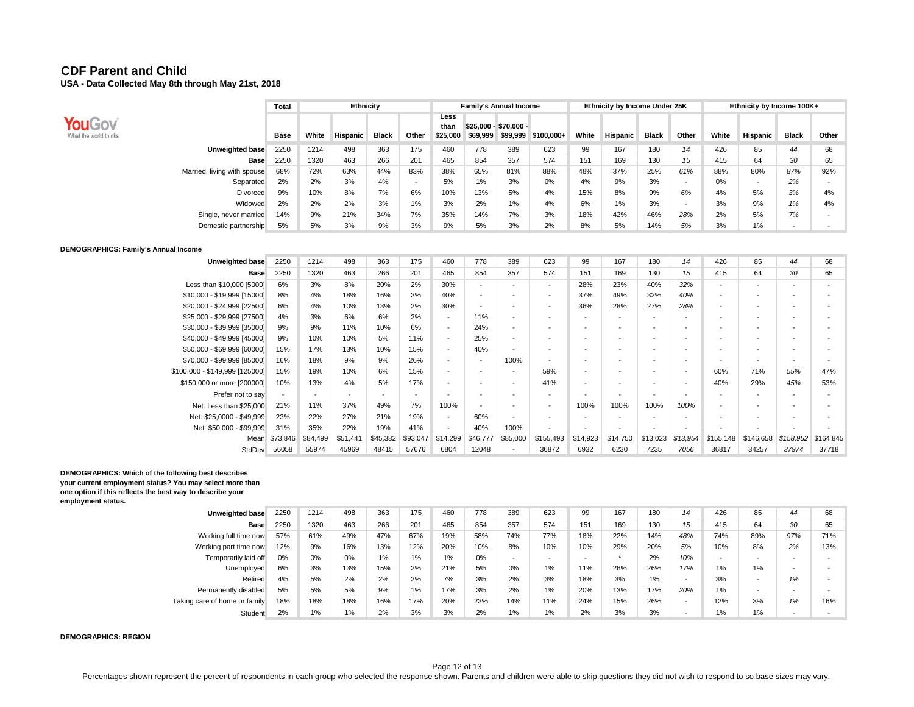# CDF Parent and Child

**USA - Data Collected May 8th through May 21st, 2018**

| | Total | Ethnicity | | | | Family's Annual Income | | | | Ethnicity by Income Under 25K | | | | Ethnicity by Income 100K+ | | | |
|---|---|---|---|---|---|---|---|---|---|---|---|---|---|---|---|---|---|
| | Base | White | Hispanic | Black | Other | Less than $25,000 | $25,000 - $69,999 | $70,000 - $99,999 | $100,000+ | White | Hispanic | Black | Other | White | Hispanic | Black | Other |
| Unweighted base | 2250 | 1214 | 498 | 363 | 175 | 460 | 778 | 389 | 623 | 99 | 167 | 180 | *14* | 426 | 85 | *44* | 68 |
| Base | 2250 | 1320 | 463 | 266 | 201 | 465 | 854 | 357 | 574 | 151 | 169 | 130 | *15* | 415 | 64 | *30* | 65 |
| Married, living with spouse | 68% | 72% | 63% | 44% | 83% | 38% | 65% | 81% | 88% | 48% | 37% | 25% | *61%* | 88% | 80% | *87%* | 92% |
| Separated | 2% | 2% | 3% | 4% | - | 5% | 1% | 3% | 0% | 4% | 9% | 3% | - | 0% | - | *2%* | - |
| Divorced | 9% | 10% | 8% | 7% | 6% | 10% | 13% | 5% | 4% | 15% | 8% | 9% | *6%* | 4% | 5% | *3%* | 4% |
| Widowed | 2% | 2% | 2% | 3% | 1% | 3% | 2% | 1% | 4% | 6% | 1% | 3% | - | 3% | 9% | *1%* | 4% |
| Single, never married | 14% | 9% | 21% | 34% | 7% | 35% | 14% | 7% | 3% | 18% | 42% | 46% | *28%* | 2% | 5% | *7%* | - |
| Domestic partnership | 5% | 5% | 3% | 9% | 3% | 9% | 5% | 3% | 2% | 8% | 5% | 14% | *5%* | 3% | 1% | - | - |

**DEMOGRAPHICS: Family's Annual Income**

| | Total | White | Hispanic | Black | Other | Less than $25,000 | $25,000 - $69,999 | $70,000 - $99,999 | $100,000+ | White | Hispanic | Black | Other | White | Hispanic | Black | Other |
|---|---|---|---|---|---|---|---|---|---|---|---|---|---|---|---|---|---|
| Unweighted base | 2250 | 1214 | 498 | 363 | 175 | 460 | 778 | 389 | 623 | 99 | 167 | 180 | *14* | 426 | 85 | *44* | 68 |
| Base | 2250 | 1320 | 463 | 266 | 201 | 465 | 854 | 357 | 574 | 151 | 169 | 130 | *15* | 415 | 64 | *30* | 65 |
| Less than $10,000 [5000] | 6% | 3% | 8% | 20% | 2% | 30% | - | - | - | 28% | 23% | 40% | *32%* | - | - | - | - |
| $10,000 - $19,999 [15000] | 8% | 4% | 18% | 16% | 3% | 40% | - | - | - | 37% | 49% | 32% | *40%* | - | - | - | - |
| $20,000 - $24,999 [22500] | 6% | 4% | 10% | 13% | 2% | 30% | - | - | - | 36% | 28% | 27% | *28%* | - | - | - | - |
| $25,000 - $29,999 [27500] | 4% | 3% | 6% | 6% | 2% | - | 11% | - | - | - | - | - | - | - | - | - | - |
| $30,000 - $39,999 [35000] | 9% | 9% | 11% | 10% | 6% | - | 24% | - | - | - | - | - | - | - | - | - | - |
| $40,000 - $49,999 [45000] | 9% | 10% | 10% | 5% | 11% | - | 25% | - | - | - | - | - | - | - | - | - | - |
| $50,000 - $69,999 [60000] | 15% | 17% | 13% | 10% | 15% | - | 40% | - | - | - | - | - | - | - | - | - | - |
| $70,000 - $99,999 [85000] | 16% | 18% | 9% | 9% | 26% | - | - | 100% | - | - | - | - | - | - | - | - | - |
| $100,000 - $149,999 [125000] | 15% | 19% | 10% | 6% | 15% | - | - | - | 59% | - | - | - | - | 60% | 71% | *55%* | 47% |
| $150,000 or more [200000] | 10% | 13% | 4% | 5% | 17% | - | - | - | 41% | - | - | - | - | 40% | 29% | *45%* | 53% |
| Prefer not to say | - | - | - | - | - | - | - | - | - | - | - | - | - | - | - | - | - |
| Net: Less than $25,000 | 21% | 11% | 37% | 49% | 7% | 100% | - | - | - | 100% | 100% | 100% | *100%* | - | - | - | - |
| Net: $25,0000 - $49,999 | 23% | 22% | 27% | 21% | 19% | - | 60% | - | - | - | - | - | - | - | - | - | - |
| Net: $50,000 - $99,999 | 31% | 35% | 22% | 19% | 41% | - | 40% | 100% | - | - | - | - | - | - | - | - | - |
| Mean | $73,846 | $84,499 | $51,441 | $45,382 | $93,047 | $14,299 | $46,777 | $85,000 | $155,493 | $14,923 | $14,750 | $13,023 | *$13,954* | $155,148 | $146,658 | *$158,952* | $164,845 |
| StdDev | 56058 | 55974 | 45969 | 48415 | 57676 | 6804 | 12048 | - | 36872 | 6932 | 6230 | 7235 | *7056* | 36817 | 34257 | *37974* | 37718 |

**DEMOGRAPHICS: Which of the following best describes your current employment status? You may select more than one option if this reflects the best way to describe your employment status.**

| | Total | White | Hispanic | Black | Other | Less than $25,000 | $25,000 - $69,999 | $70,000 - $99,999 | $100,000+ | White | Hispanic | Black | Other | White | Hispanic | Black | Other |
|---|---|---|---|---|---|---|---|---|---|---|---|---|---|---|---|---|---|
| Unweighted base | 2250 | 1214 | 498 | 363 | 175 | 460 | 778 | 389 | 623 | 99 | 167 | 180 | *14* | 426 | 85 | *44* | 68 |
| Base | 2250 | 1320 | 463 | 266 | 201 | 465 | 854 | 357 | 574 | 151 | 169 | 130 | *15* | 415 | 64 | *30* | 65 |
| Working full time now | 57% | 61% | 49% | 47% | 67% | 19% | 58% | 74% | 77% | 18% | 22% | 14% | *48%* | 74% | 89% | *97%* | 71% |
| Working part time now | 12% | 9% | 16% | 13% | 12% | 20% | 10% | 8% | 10% | 10% | 29% | 20% | *5%* | 10% | 8% | *2%* | 13% |
| Temporarily laid off | 0% | 0% | 0% | 1% | 1% | 1% | 0% | - | - | - | * | 2% | *10%* | - | - | - | - |
| Unemployed | 6% | 3% | 13% | 15% | 2% | 21% | 5% | 0% | 1% | 11% | 26% | 26% | *17%* | 1% | 1% | - | - |
| Retired | 4% | 5% | 2% | 2% | 2% | 7% | 3% | 2% | 3% | 18% | 3% | 1% | - | 3% | - | *1%* | - |
| Permanently disabled | 5% | 5% | 5% | 9% | 1% | 17% | 3% | 2% | 1% | 20% | 13% | 17% | *20%* | 1% | - | - | - |
| Taking care of home or family | 18% | 18% | 18% | 16% | 17% | 20% | 23% | 14% | 11% | 24% | 15% | 26% | - | 12% | 3% | *1%* | 16% |
| Student | 2% | 1% | 1% | 2% | 3% | 3% | 2% | 1% | 1% | 2% | 3% | 3% | - | 1% | 1% | - | - |

**DEMOGRAPHICS: REGION**

Percentages shown represent the percent of respondents in each group who selected the response shown. Parents and children were able to skip questions they did not wish to respond to so base sizes may vary.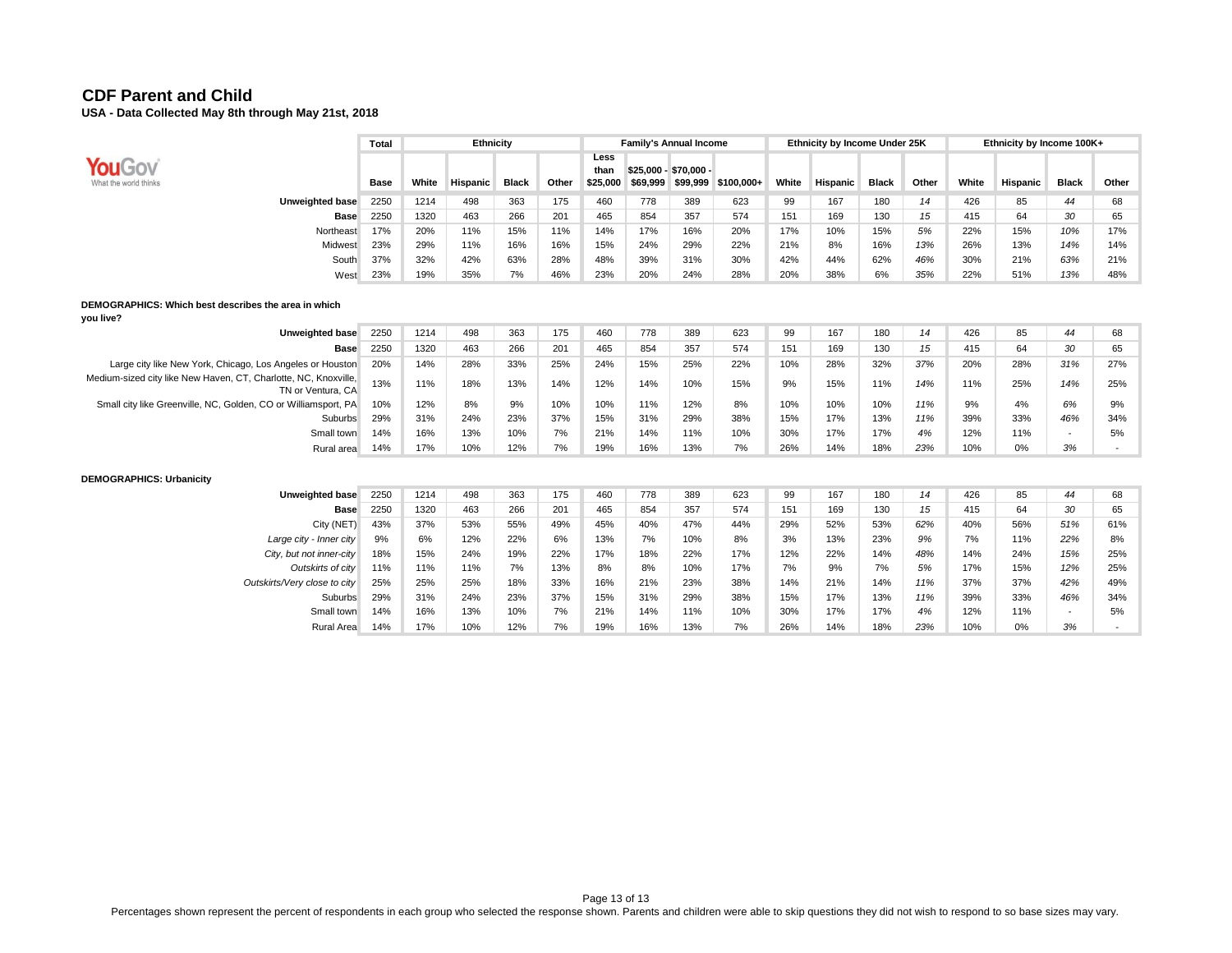# CDF Parent and Child

**USA - Data Collected May 8th through May 21st, 2018**

| | Total | Ethnicity | | | | Family's Annual Income | | | | Ethnicity by Income Under 25K | | | | Ethnicity by Income 100K+ | | | |
|---|---|---|---|---|---|---|---|---|---|---|---|---|---|---|---|---|---|
| | Base | White | Hispanic | Black | Other | Less than $25,000 | $25,000 - $69,999 | $70,000 - $99,999 | $100,000+ | White | Hispanic | Black | Other | White | Hispanic | Black | Other |
| **Unweighted base** | 2250 | 1214 | 498 | 363 | 175 | 460 | 778 | 389 | 623 | 99 | 167 | 180 | *14* | 426 | 85 | *44* | 68 |
| **Base** | 2250 | 1320 | 463 | 266 | 201 | 465 | 854 | 357 | 574 | 151 | 169 | 130 | *15* | 415 | 64 | *30* | 65 |
| Northeast | 17% | 20% | 11% | 15% | 11% | 14% | 17% | 16% | 20% | 17% | 10% | 15% | *5%* | 22% | 15% | *10%* | 17% |
| Midwest | 23% | 29% | 11% | 16% | 16% | 15% | 24% | 29% | 22% | 21% | 8% | 16% | *13%* | 26% | 13% | *14%* | 14% |
| South | 37% | 32% | 42% | 63% | 28% | 48% | 39% | 31% | 30% | 42% | 44% | 62% | *46%* | 30% | 21% | *63%* | 21% |
| West | 23% | 19% | 35% | 7% | 46% | 23% | 20% | 24% | 28% | 20% | 38% | 6% | *35%* | 22% | 51% | *13%* | 48% |

**DEMOGRAPHICS: Which best describes the area in which you live?**

| | Total | White | Hispanic | Black | Other | Less than $25,000 | $25,000 - $69,999 | $70,000 - $99,999 | $100,000+ | White | Hispanic | Black | Other | White | Hispanic | Black | Other |
|---|---|---|---|---|---|---|---|---|---|---|---|---|---|---|---|---|---|
| **Unweighted base** | 2250 | 1214 | 498 | 363 | 175 | 460 | 778 | 389 | 623 | 99 | 167 | 180 | *14* | 426 | 85 | *44* | 68 |
| **Base** | 2250 | 1320 | 463 | 266 | 201 | 465 | 854 | 357 | 574 | 151 | 169 | 130 | *15* | 415 | 64 | *30* | 65 |
| Large city like New York, Chicago, Los Angeles or Houston | 20% | 14% | 28% | 33% | 25% | 24% | 15% | 25% | 22% | 10% | 28% | 32% | *37%* | 20% | 28% | *31%* | 27% |
| Medium-sized city like New Haven, CT, Charlotte, NC, Knoxville, TN or Ventura, CA | 13% | 11% | 18% | 13% | 14% | 12% | 14% | 10% | 15% | 9% | 15% | 11% | *14%* | 11% | 25% | *14%* | 25% |
| Small city like Greenville, NC, Golden, CO or Williamsport, PA | 10% | 12% | 8% | 9% | 10% | 10% | 11% | 12% | 8% | 10% | 10% | 10% | *11%* | 9% | 4% | *6%* | 9% |
| Suburbs | 29% | 31% | 24% | 23% | 37% | 15% | 31% | 29% | 38% | 15% | 17% | 13% | *11%* | 39% | 33% | *46%* | 34% |
| Small town | 14% | 16% | 13% | 10% | 7% | 21% | 14% | 11% | 10% | 30% | 17% | 17% | *4%* | 12% | 11% | *-* | 5% |
| Rural area | 14% | 17% | 10% | 12% | 7% | 19% | 16% | 13% | 7% | 26% | 14% | 18% | *23%* | 10% | 0% | *3%* | - |

**DEMOGRAPHICS: Urbanicity**

| | Total | White | Hispanic | Black | Other | Less than $25,000 | $25,000 - $69,999 | $70,000 - $99,999 | $100,000+ | White | Hispanic | Black | Other | White | Hispanic | Black | Other |
|---|---|---|---|---|---|---|---|---|---|---|---|---|---|---|---|---|---|
| **Unweighted base** | 2250 | 1214 | 498 | 363 | 175 | 460 | 778 | 389 | 623 | 99 | 167 | 180 | *14* | 426 | 85 | *44* | 68 |
| **Base** | 2250 | 1320 | 463 | 266 | 201 | 465 | 854 | 357 | 574 | 151 | 169 | 130 | *15* | 415 | 64 | *30* | 65 |
| City (NET) | 43% | 37% | 53% | 55% | 49% | 45% | 40% | 47% | 44% | 29% | 52% | 53% | *62%* | 40% | 56% | *51%* | 61% |
| *Large city - Inner city* | 9% | 6% | 12% | 22% | 6% | 13% | 7% | 10% | 8% | 3% | 13% | 23% | *9%* | 7% | 11% | *22%* | 8% |
| *City, but not inner-city* | 18% | 15% | 24% | 19% | 22% | 17% | 18% | 22% | 17% | 12% | 22% | 14% | *48%* | 14% | 24% | *15%* | 25% |
| *Outskirts of city* | 11% | 11% | 11% | 7% | 13% | 8% | 8% | 10% | 17% | 7% | 9% | 7% | *5%* | 17% | 15% | *12%* | 25% |
| *Outskirts/Very close to city* | 25% | 25% | 25% | 18% | 33% | 16% | 21% | 23% | 38% | 14% | 21% | 14% | *11%* | 37% | 37% | *42%* | 49% |
| Suburbs | 29% | 31% | 24% | 23% | 37% | 15% | 31% | 29% | 38% | 15% | 17% | 13% | *11%* | 39% | 33% | *46%* | 34% |
| Small town | 14% | 16% | 13% | 10% | 7% | 21% | 14% | 11% | 10% | 30% | 17% | 17% | *4%* | 12% | 11% | *-* | 5% |
| Rural Area | 14% | 17% | 10% | 12% | 7% | 19% | 16% | 13% | 7% | 26% | 14% | 18% | *23%* | 10% | 0% | *3%* | - |

Percentages shown represent the percent of respondents in each group who selected the response shown. Parents and children were able to skip questions they did not wish to respond to so base sizes may vary.